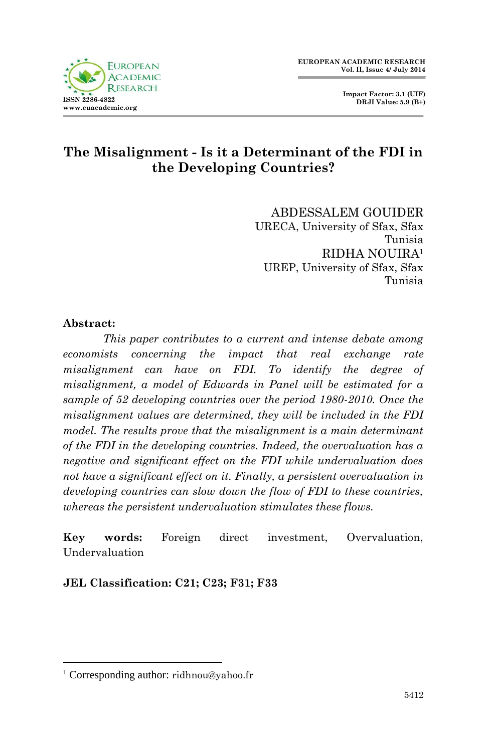# The Misalignment - Is it a Determinant of the FDI in the Developing Countries?

ABDESSALEM GOUIDER
UREСA, University of Sfax, Sfax
Tunisia

RIDHA NOUIRA[1]
UREP, University of Sfax, Sfax
Tunisia

**Abstract:**

*This paper contributes to a current and intense debate among economists concerning the impact that real exchange rate misalignment can have on FDI. To identify the degree of misalignment, a model of Edwards in Panel will be estimated for a sample of 52 developing countries over the period 1980-2010. Once the misalignment values are determined, they will be included in the FDI model. The results prove that the misalignment is a main determinant of the FDI in the developing countries. Indeed, the overvaluation has a negative and significant effect on the FDI while undervaluation does not have a significant effect on it. Finally, a persistent overvaluation in developing countries can slow down the flow of FDI to these countries, whereas the persistent undervaluation stimulates these flows.*

**Key words:** Foreign direct investment, Overvaluation, Undervaluation

**JEL Classification: C21; C23; F31; F33**

[1] Corresponding author: ridhnou@yahoo.fr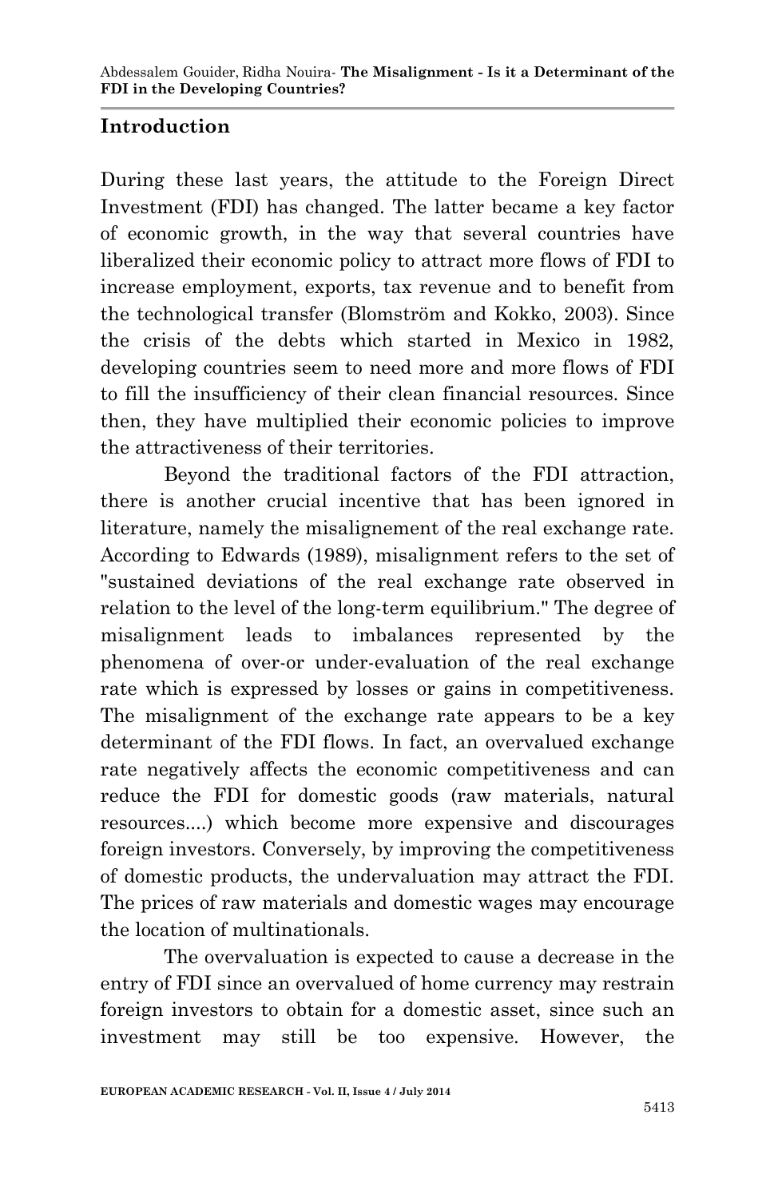## Introduction

During these last years, the attitude to the Foreign Direct Investment (FDI) has changed. The latter became a key factor of economic growth, in the way that several countries have liberalized their economic policy to attract more flows of FDI to increase employment, exports, tax revenue and to benefit from the technological transfer (Blomström and Kokko, 2003). Since the crisis of the debts which started in Mexico in 1982, developing countries seem to need more and more flows of FDI to fill the insufficiency of their clean financial resources. Since then, they have multiplied their economic policies to improve the attractiveness of their territories.

Beyond the traditional factors of the FDI attraction, there is another crucial incentive that has been ignored in literature, namely the misalignement of the real exchange rate. According to Edwards (1989), misalignment refers to the set of "sustained deviations of the real exchange rate observed in relation to the level of the long-term equilibrium." The degree of misalignment leads to imbalances represented by the phenomena of over-or under-evaluation of the real exchange rate which is expressed by losses or gains in competitiveness. The misalignment of the exchange rate appears to be a key determinant of the FDI flows. In fact, an overvalued exchange rate negatively affects the economic competitiveness and can reduce the FDI for domestic goods (raw materials, natural resources....) which become more expensive and discourages foreign investors. Conversely, by improving the competitiveness of domestic products, the undervaluation may attract the FDI. The prices of raw materials and domestic wages may encourage the location of multinationals.

The overvaluation is expected to cause a decrease in the entry of FDI since an overvalued of home currency may restrain foreign investors to obtain for a domestic asset, since such an investment may still be too expensive. However, the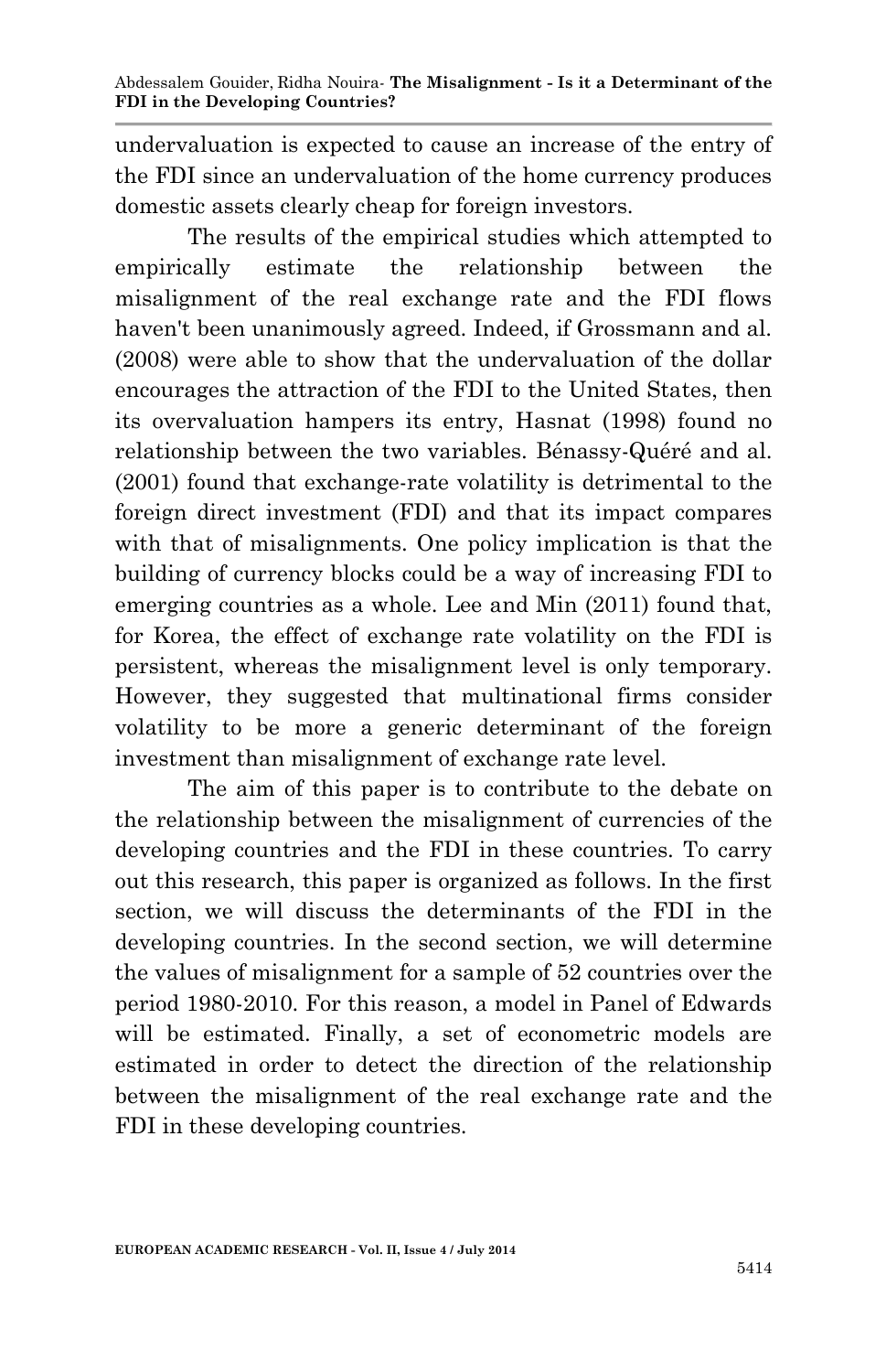undervaluation is expected to cause an increase of the entry of the FDI since an undervaluation of the home currency produces domestic assets clearly cheap for foreign investors.

The results of the empirical studies which attempted to empirically estimate the relationship between the misalignment of the real exchange rate and the FDI flows haven't been unanimously agreed. Indeed, if Grossmann and al. (2008) were able to show that the undervaluation of the dollar encourages the attraction of the FDI to the United States, then its overvaluation hampers its entry, Hasnat (1998) found no relationship between the two variables. Bénassy-Quéré and al. (2001) found that exchange-rate volatility is detrimental to the foreign direct investment (FDI) and that its impact compares with that of misalignments. One policy implication is that the building of currency blocks could be a way of increasing FDI to emerging countries as a whole. Lee and Min (2011) found that, for Korea, the effect of exchange rate volatility on the FDI is persistent, whereas the misalignment level is only temporary. However, they suggested that multinational firms consider volatility to be more a generic determinant of the foreign investment than misalignment of exchange rate level.

The aim of this paper is to contribute to the debate on the relationship between the misalignment of currencies of the developing countries and the FDI in these countries. To carry out this research, this paper is organized as follows. In the first section, we will discuss the determinants of the FDI in the developing countries. In the second section, we will determine the values of misalignment for a sample of 52 countries over the period 1980-2010. For this reason, a model in Panel of Edwards will be estimated. Finally, a set of econometric models are estimated in order to detect the direction of the relationship between the misalignment of the real exchange rate and the FDI in these developing countries.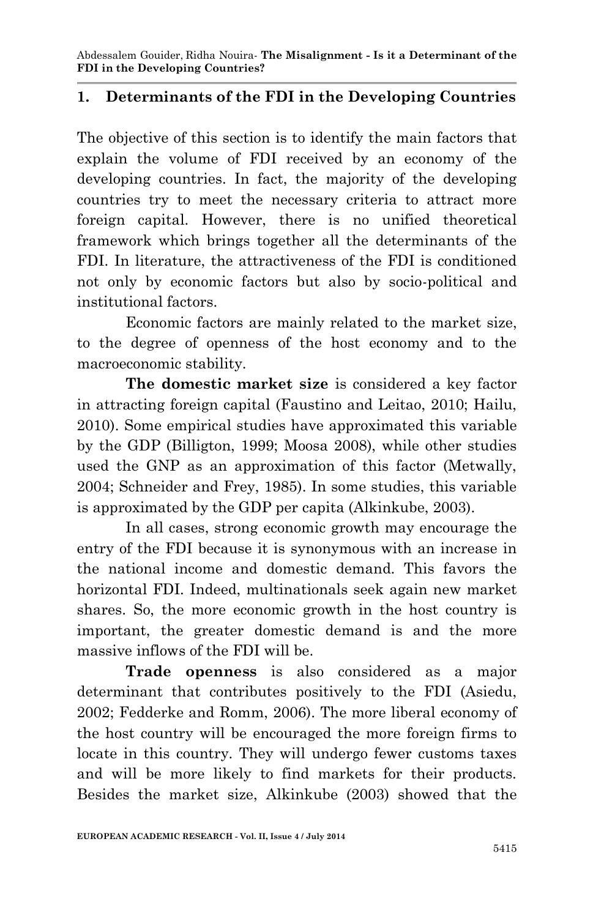## 1. Determinants of the FDI in the Developing Countries

The objective of this section is to identify the main factors that explain the volume of FDI received by an economy of the developing countries. In fact, the majority of the developing countries try to meet the necessary criteria to attract more foreign capital. However, there is no unified theoretical framework which brings together all the determinants of the FDI. In literature, the attractiveness of the FDI is conditioned not only by economic factors but also by socio-political and institutional factors.

Economic factors are mainly related to the market size, to the degree of openness of the host economy and to the macroeconomic stability.

**The domestic market size** is considered a key factor in attracting foreign capital (Faustino and Leitao, 2010; Hailu, 2010). Some empirical studies have approximated this variable by the GDP (Billigton, 1999; Moosa 2008), while other studies used the GNP as an approximation of this factor (Metwally, 2004; Schneider and Frey, 1985). In some studies, this variable is approximated by the GDP per capita (Alkinkube, 2003).

In all cases, strong economic growth may encourage the entry of the FDI because it is synonymous with an increase in the national income and domestic demand. This favors the horizontal FDI. Indeed, multinationals seek again new market shares. So, the more economic growth in the host country is important, the greater domestic demand is and the more massive inflows of the FDI will be.

**Trade openness** is also considered as a major determinant that contributes positively to the FDI (Asiedu, 2002; Fedderke and Romm, 2006). The more liberal economy of the host country will be encouraged the more foreign firms to locate in this country. They will undergo fewer customs taxes and will be more likely to find markets for their products. Besides the market size, Alkinkube (2003) showed that the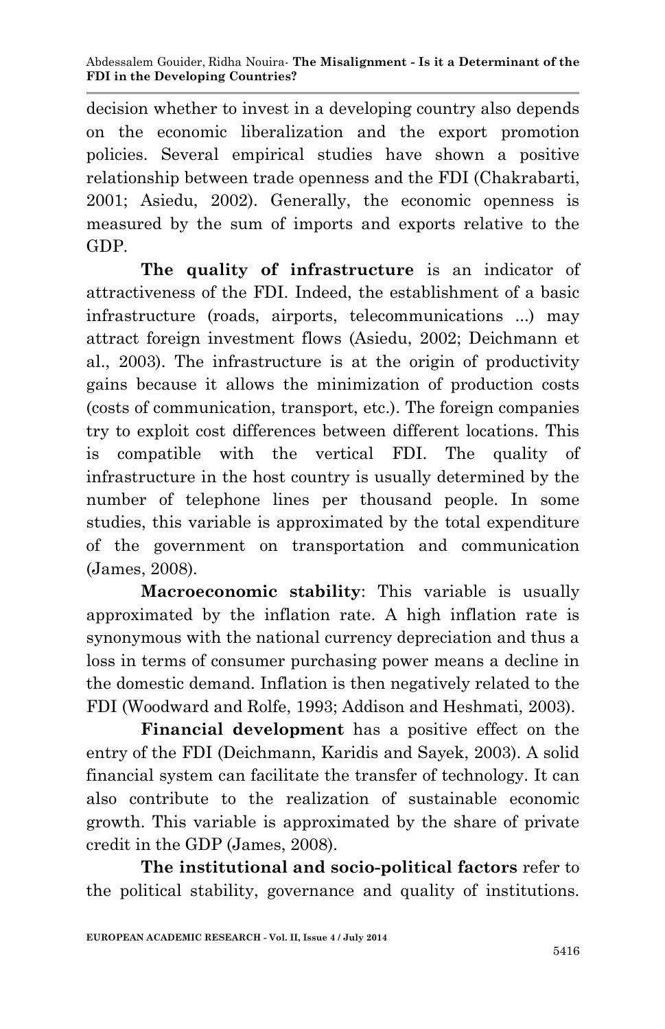decision whether to invest in a developing country also depends on the economic liberalization and the export promotion policies. Several empirical studies have shown a positive relationship between trade openness and the FDI (Chakrabarti, 2001; Asiedu, 2002). Generally, the economic openness is measured by the sum of imports and exports relative to the GDP.

**The quality of infrastructure** is an indicator of attractiveness of the FDI. Indeed, the establishment of a basic infrastructure (roads, airports, telecommunications ...) may attract foreign investment flows (Asiedu, 2002; Deichmann et al., 2003). The infrastructure is at the origin of productivity gains because it allows the minimization of production costs (costs of communication, transport, etc.). The foreign companies try to exploit cost differences between different locations. This is compatible with the vertical FDI. The quality of infrastructure in the host country is usually determined by the number of telephone lines per thousand people. In some studies, this variable is approximated by the total expenditure of the government on transportation and communication (James, 2008).

**Macroeconomic stability**: This variable is usually approximated by the inflation rate. A high inflation rate is synonymous with the national currency depreciation and thus a loss in terms of consumer purchasing power means a decline in the domestic demand. Inflation is then negatively related to the FDI (Woodward and Rolfe, 1993; Addison and Heshmati, 2003).

**Financial development** has a positive effect on the entry of the FDI (Deichmann, Karidis and Sayek, 2003). A solid financial system can facilitate the transfer of technology. It can also contribute to the realization of sustainable economic growth. This variable is approximated by the share of private credit in the GDP (James, 2008).

**The institutional and socio-political factors** refer to the political stability, governance and quality of institutions.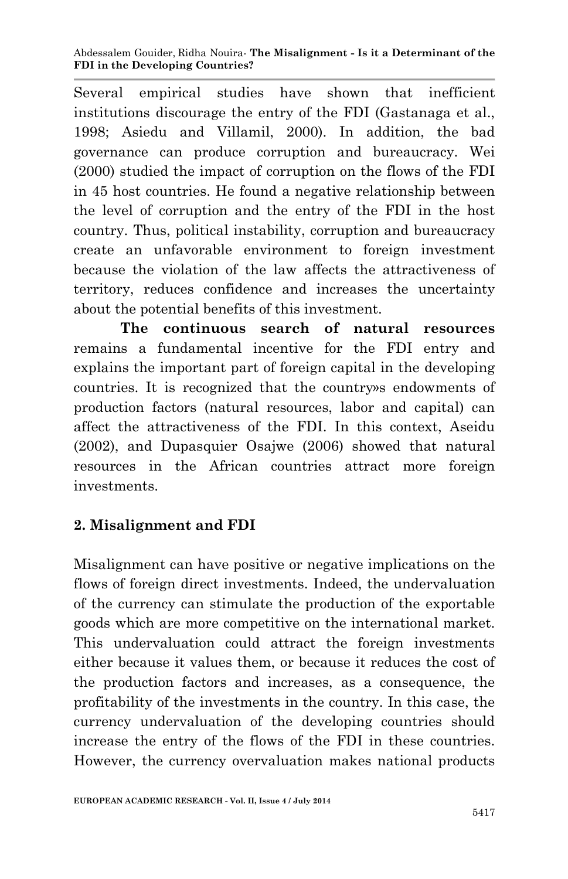Several empirical studies have shown that inefficient institutions discourage the entry of the FDI (Gastanaga et al., 1998; Asiedu and Villamil, 2000). In addition, the bad governance can produce corruption and bureaucracy. Wei (2000) studied the impact of corruption on the flows of the FDI in 45 host countries. He found a negative relationship between the level of corruption and the entry of the FDI in the host country. Thus, political instability, corruption and bureaucracy create an unfavorable environment to foreign investment because the violation of the law affects the attractiveness of territory, reduces confidence and increases the uncertainty about the potential benefits of this investment.

**The continuous search of natural resources** remains a fundamental incentive for the FDI entry and explains the important part of foreign capital in the developing countries. It is recognized that the country»s endowments of production factors (natural resources, labor and capital) can affect the attractiveness of the FDI. In this context, Aseidu (2002), and Dupasquier Osajwe (2006) showed that natural resources in the African countries attract more foreign investments.

## 2. Misalignment and FDI

Misalignment can have positive or negative implications on the flows of foreign direct investments. Indeed, the undervaluation of the currency can stimulate the production of the exportable goods which are more competitive on the international market. This undervaluation could attract the foreign investments either because it values them, or because it reduces the cost of the production factors and increases, as a consequence, the profitability of the investments in the country. In this case, the currency undervaluation of the developing countries should increase the entry of the flows of the FDI in these countries. However, the currency overvaluation makes national products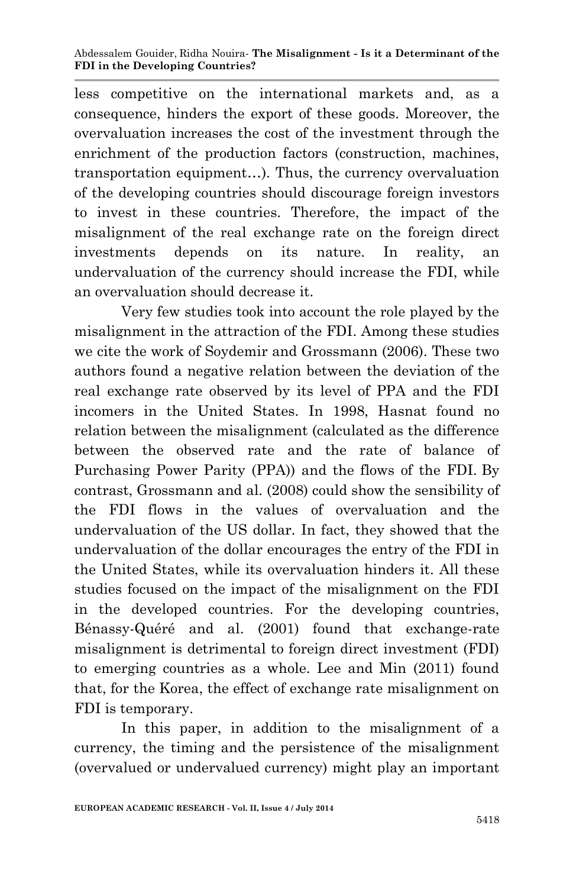less competitive on the international markets and, as a consequence, hinders the export of these goods. Moreover, the overvaluation increases the cost of the investment through the enrichment of the production factors (construction, machines, transportation equipment…). Thus, the currency overvaluation of the developing countries should discourage foreign investors to invest in these countries. Therefore, the impact of the misalignment of the real exchange rate on the foreign direct investments depends on its nature. In reality, an undervaluation of the currency should increase the FDI, while an overvaluation should decrease it.

Very few studies took into account the role played by the misalignment in the attraction of the FDI. Among these studies we cite the work of Soydemir and Grossmann (2006). These two authors found a negative relation between the deviation of the real exchange rate observed by its level of PPA and the FDI incomers in the United States. In 1998, Hasnat found no relation between the misalignment (calculated as the difference between the observed rate and the rate of balance of Purchasing Power Parity (PPA)) and the flows of the FDI. By contrast, Grossmann and al. (2008) could show the sensibility of the FDI flows in the values of overvaluation and the undervaluation of the US dollar. In fact, they showed that the undervaluation of the dollar encourages the entry of the FDI in the United States, while its overvaluation hinders it. All these studies focused on the impact of the misalignment on the FDI in the developed countries. For the developing countries, Bénassy-Quéré and al. (2001) found that exchange-rate misalignment is detrimental to foreign direct investment (FDI) to emerging countries as a whole. Lee and Min (2011) found that, for the Korea, the effect of exchange rate misalignment on FDI is temporary.

In this paper, in addition to the misalignment of a currency, the timing and the persistence of the misalignment (overvalued or undervalued currency) might play an important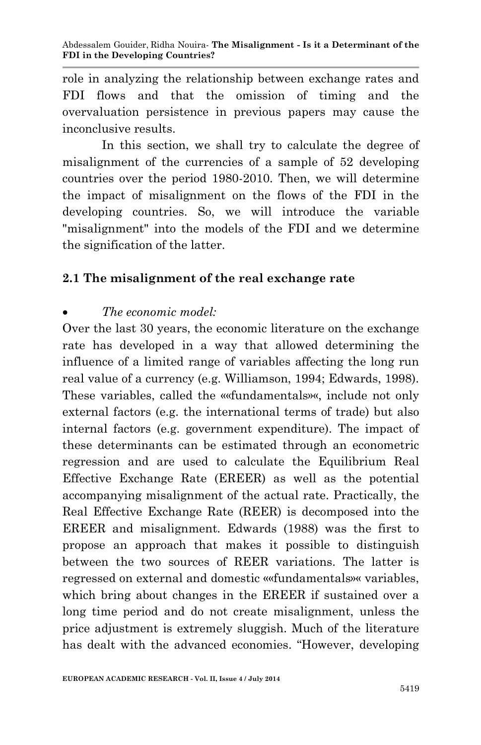role in analyzing the relationship between exchange rates and FDI flows and that the omission of timing and the overvaluation persistence in previous papers may cause the inconclusive results.

In this section, we shall try to calculate the degree of misalignment of the currencies of a sample of 52 developing countries over the period 1980-2010. Then, we will determine the impact of misalignment on the flows of the FDI in the developing countries. So, we will introduce the variable "misalignment" into the models of the FDI and we determine the signification of the latter.

## 2.1 The misalignment of the real exchange rate

- *The economic model:*

Over the last 30 years, the economic literature on the exchange rate has developed in a way that allowed determining the influence of a limited range of variables affecting the long run real value of a currency (e.g. Williamson, 1994; Edwards, 1998). These variables, called the ««fundamentals»«, include not only external factors (e.g. the international terms of trade) but also internal factors (e.g. government expenditure). The impact of these determinants can be estimated through an econometric regression and are used to calculate the Equilibrium Real Effective Exchange Rate (EREER) as well as the potential accompanying misalignment of the actual rate. Practically, the Real Effective Exchange Rate (REER) is decomposed into the EREER and misalignment. Edwards (1988) was the first to propose an approach that makes it possible to distinguish between the two sources of REER variations. The latter is regressed on external and domestic ««fundamentals»« variables, which bring about changes in the EREER if sustained over a long time period and do not create misalignment, unless the price adjustment is extremely sluggish. Much of the literature has dealt with the advanced economies. "However, developing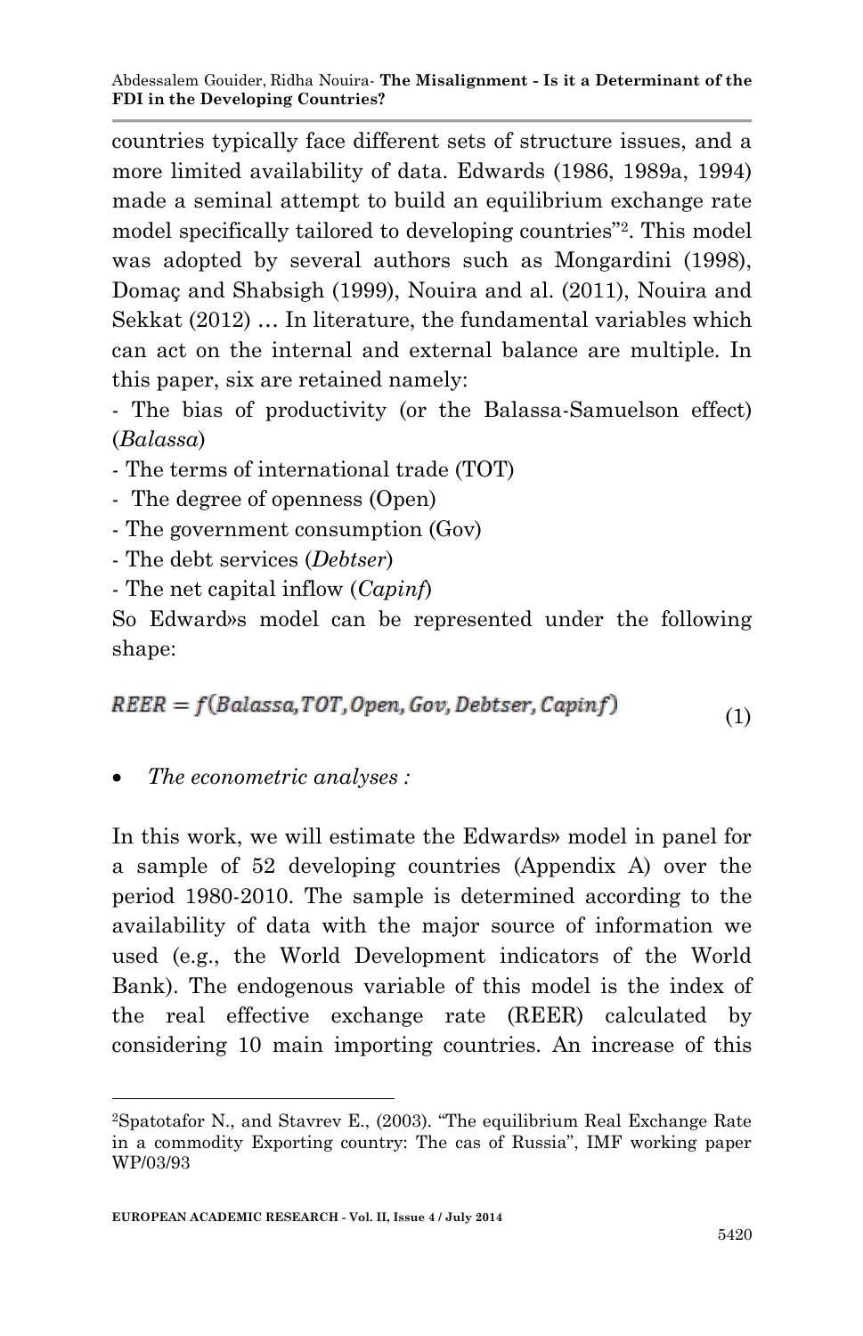countries typically face different sets of structure issues, and a more limited availability of data. Edwards (1986, 1989a, 1994) made a seminal attempt to build an equilibrium exchange rate model specifically tailored to developing countries"[2]. This model was adopted by several authors such as Mongardini (1998), Domaç and Shabsigh (1999), Nouira and al. (2011), Nouira and Sekkat (2012) … In literature, the fundamental variables which can act on the internal and external balance are multiple. In this paper, six are retained namely:

- The bias of productivity (or the Balassa-Samuelson effect) (*Balassa*)
- The terms of international trade (TOT)
- The degree of openness (Open)
- The government consumption (Gov)
- The debt services (*Debtser*)
- The net capital inflow (*Capinf*)

So Edward»s model can be represented under the following shape:

$$REER = f(Balassa, TOT, Open, Gov, Debtser, Capinf) \quad (1)$$

- *The econometric analyses :*

In this work, we will estimate the Edwards» model in panel for a sample of 52 developing countries (Appendix A) over the period 1980-2010. The sample is determined according to the availability of data with the major source of information we used (e.g., the World Development indicators of the World Bank). The endogenous variable of this model is the index of the real effective exchange rate (REER) calculated by considering 10 main importing countries. An increase of this

[2]Spatotafor N., and Stavrev E., (2003). "The equilibrium Real Exchange Rate in a commodity Exporting country: The cas of Russia", IMF working paper WP/03/93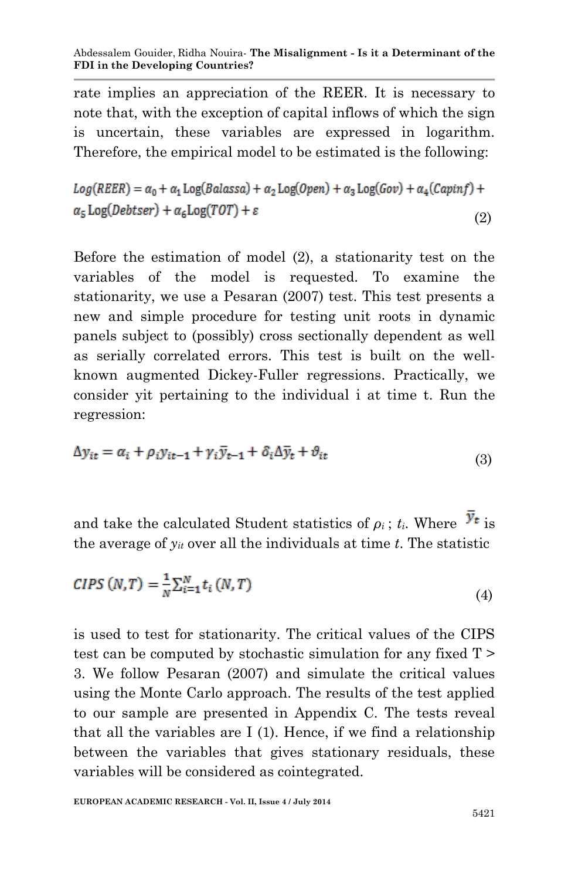rate implies an appreciation of the REER. It is necessary to note that, with the exception of capital inflows of which the sign is uncertain, these variables are expressed in logarithm. Therefore, the empirical model to be estimated is the following:

$$Log(REER) = \alpha_0 + \alpha_1 \text{Log}(Balassa) + \alpha_2 \text{Log}(Open) + \alpha_3 \text{Log}(Gov) + \alpha_4(Capinf) + \alpha_5 \text{Log}(Debtser) + \alpha_6 \text{Log}(TOT) + \varepsilon \tag{2}$$

Before the estimation of model (2), a stationarity test on the variables of the model is requested. To examine the stationarity, we use a Pesaran (2007) test. This test presents a new and simple procedure for testing unit roots in dynamic panels subject to (possibly) cross sectionally dependent as well as serially correlated errors. This test is built on the well-known augmented Dickey-Fuller regressions. Practically, we consider yit pertaining to the individual i at time t. Run the regression:

$$\Delta y_{it} = \alpha_i + \rho_i y_{it-1} + \gamma_i \bar{y}_{t-1} + \delta_i \Delta \bar{y}_t + \vartheta_{it} \tag{3}$$

and take the calculated Student statistics of $\rho_i$ ; $t_i$. Where $\bar{y}_t$ is the average of $y_{it}$ over all the individuals at time *t*. The statistic

$$CIPS\ (N,T) = \frac{1}{N}\sum_{i=1}^{N} t_i\ (N,T) \tag{4}$$

is used to test for stationarity. The critical values of the CIPS test can be computed by stochastic simulation for any fixed T > 3. We follow Pesaran (2007) and simulate the critical values using the Monte Carlo approach. The results of the test applied to our sample are presented in Appendix C. The tests reveal that all the variables are I (1). Hence, if we find a relationship between the variables that gives stationary residuals, these variables will be considered as cointegrated.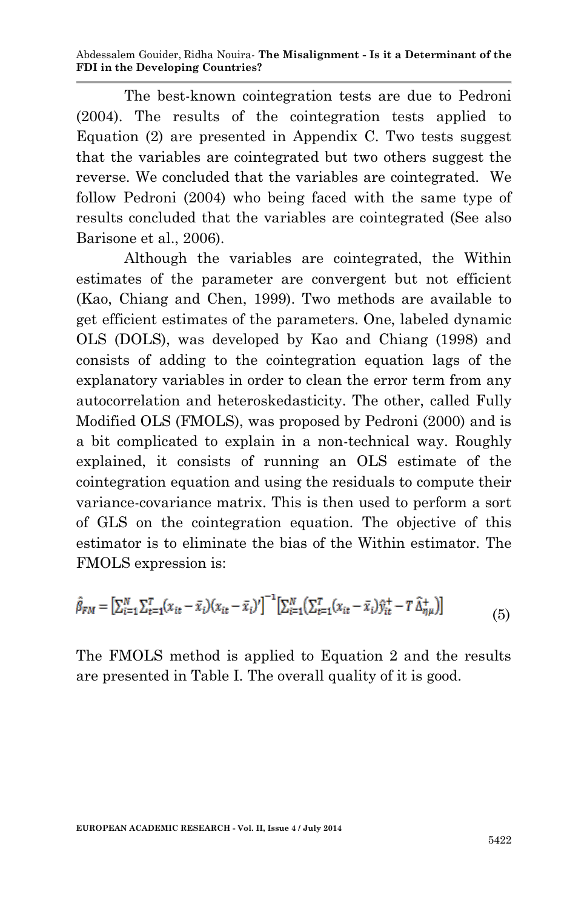The best-known cointegration tests are due to Pedroni (2004). The results of the cointegration tests applied to Equation (2) are presented in Appendix C. Two tests suggest that the variables are cointegrated but two others suggest the reverse. We concluded that the variables are cointegrated. We follow Pedroni (2004) who being faced with the same type of results concluded that the variables are cointegrated (See also Barisone et al., 2006).

Although the variables are cointegrated, the Within estimates of the parameter are convergent but not efficient (Kao, Chiang and Chen, 1999). Two methods are available to get efficient estimates of the parameters. One, labeled dynamic OLS (DOLS), was developed by Kao and Chiang (1998) and consists of adding to the cointegration equation lags of the explanatory variables in order to clean the error term from any autocorrelation and heteroskedasticity. The other, called Fully Modified OLS (FMOLS), was proposed by Pedroni (2000) and is a bit complicated to explain in a non-technical way. Roughly explained, it consists of running an OLS estimate of the cointegration equation and using the residuals to compute their variance-covariance matrix. This is then used to perform a sort of GLS on the cointegration equation. The objective of this estimator is to eliminate the bias of the Within estimator. The FMOLS expression is:

$$\hat{\beta}_{FM} = \left[\sum_{i=1}^{N}\sum_{t=1}^{T}(x_{it}-\bar{x}_i)(x_{it}-\bar{x}_i)'\right]^{-1}\left[\sum_{i=1}^{N}\left(\sum_{t=1}^{T}(x_{it}-\bar{x}_i)\hat{y}_{it}^{+} - T\,\hat{\Delta}_{\eta\mu}^{+}\right)\right] \tag{5}$$

The FMOLS method is applied to Equation 2 and the results are presented in Table I. The overall quality of it is good.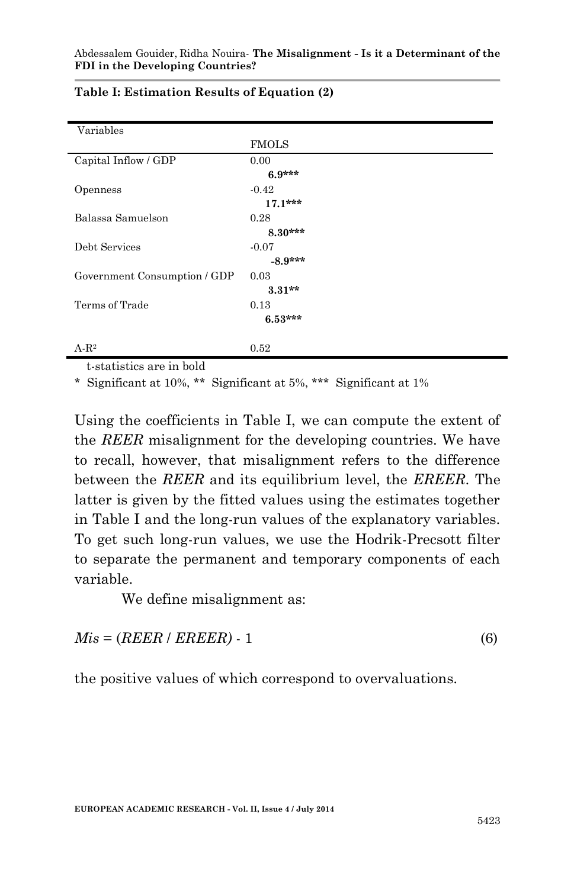**Table I: Estimation Results of Equation (2)**

| Variables | FMOLS |
|---|---|
| Capital Inflow / GDP | 0.00 |
| | **6.9*** ** |
| Openness | -0.42 |
| | **17.1*** ** |
| Balassa Samuelson | 0.28 |
| | **8.30*** ** |
| Debt Services | -0.07 |
| | **-8.9*** ** |
| Government Consumption / GDP | 0.03 |
| | **3.31** ** |
| Terms of Trade | 0.13 |
| | **6.53*** ** |
| A-$R^2$ | 0.52 |

t-statistics are in bold

* Significant at 10%, ** Significant at 5%, *** Significant at 1%

Using the coefficients in Table I, we can compute the extent of the *REER* misalignment for the developing countries. We have to recall, however, that misalignment refers to the difference between the *REER* and its equilibrium level, the *EREER*. The latter is given by the fitted values using the estimates together in Table I and the long-run values of the explanatory variables. To get such long-run values, we use the Hodrik-Precsott filter to separate the permanent and temporary components of each variable.

We define misalignment as:

$$Mis = (REER / EREER) - 1 \quad (6)$$

the positive values of which correspond to overvaluations.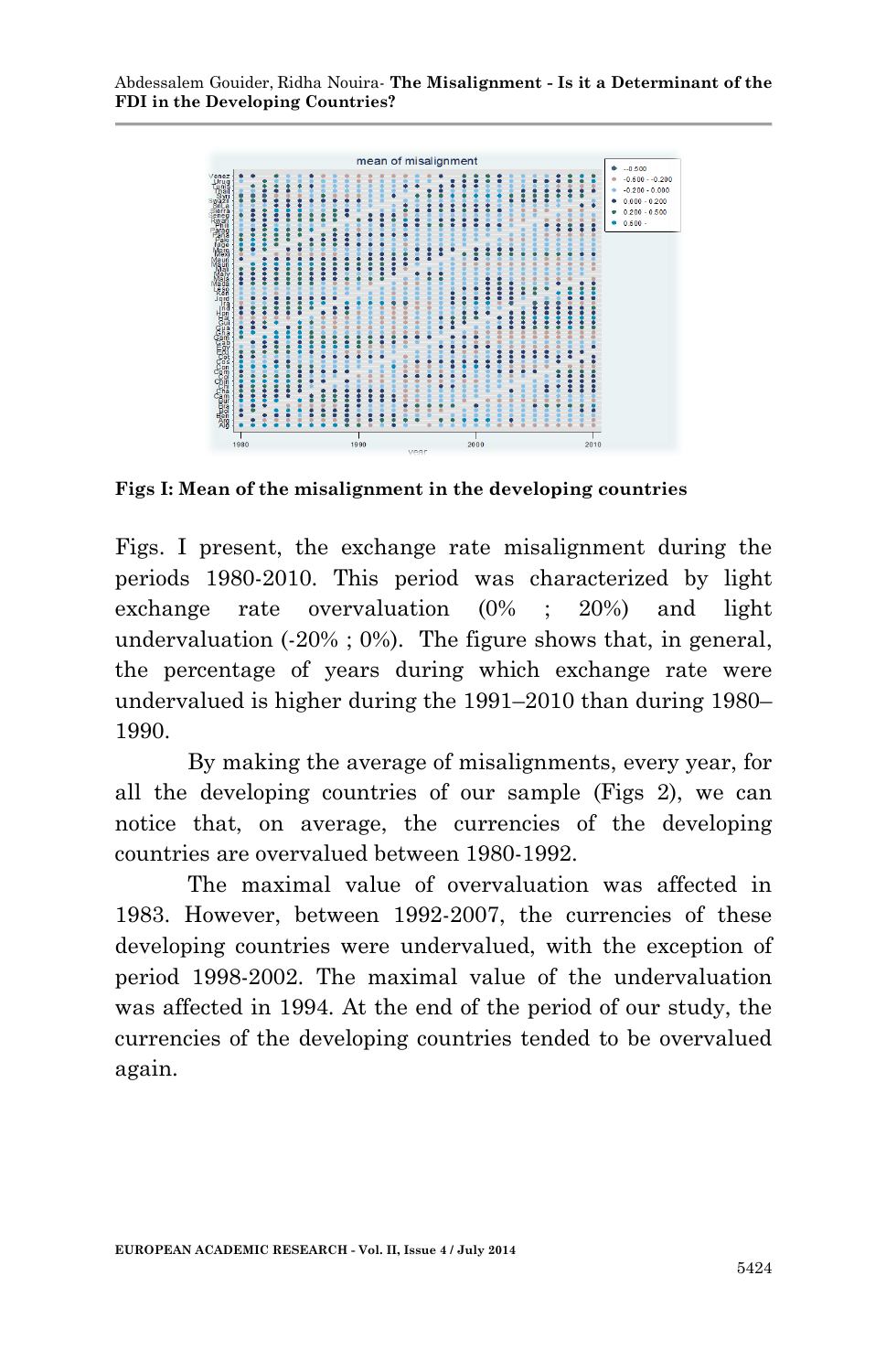**Figs I: Mean of the misalignment in the developing countries**

Figs. I present, the exchange rate misalignment during the periods 1980-2010. This period was characterized by light exchange rate overvaluation (0% ; 20%) and light undervaluation (-20% ; 0%). The figure shows that, in general, the percentage of years during which exchange rate were undervalued is higher during the 1991–2010 than during 1980–1990.

By making the average of misalignments, every year, for all the developing countries of our sample (Figs 2), we can notice that, on average, the currencies of the developing countries are overvalued between 1980-1992.

The maximal value of overvaluation was affected in 1983. However, between 1992-2007, the currencies of these developing countries were undervalued, with the exception of period 1998-2002. The maximal value of the undervaluation was affected in 1994. At the end of the period of our study, the currencies of the developing countries tended to be overvalued again.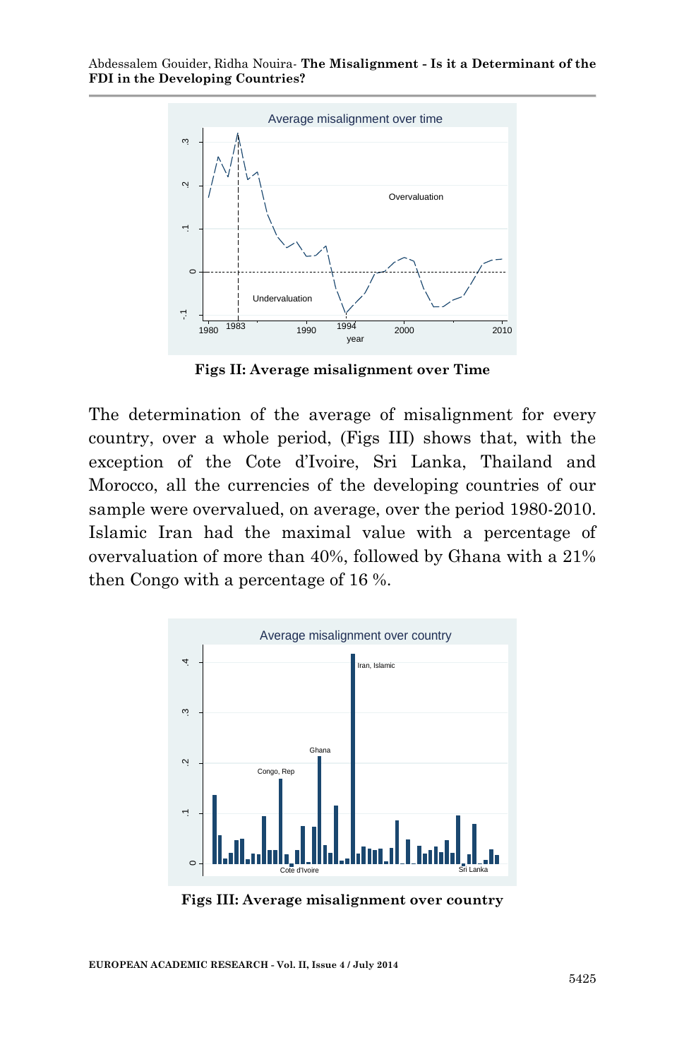Figs II: Average misalignment over Time

The determination of the average of misalignment for every country, over a whole period, (Figs III) shows that, with the exception of the Cote d'Ivoire, Sri Lanka, Thailand and Morocco, all the currencies of the developing countries of our sample were overvalued, on average, over the period 1980-2010. Islamic Iran had the maximal value with a percentage of overvaluation of more than 40%, followed by Ghana with a 21% then Congo with a percentage of 16 %.

Figs III: Average misalignment over country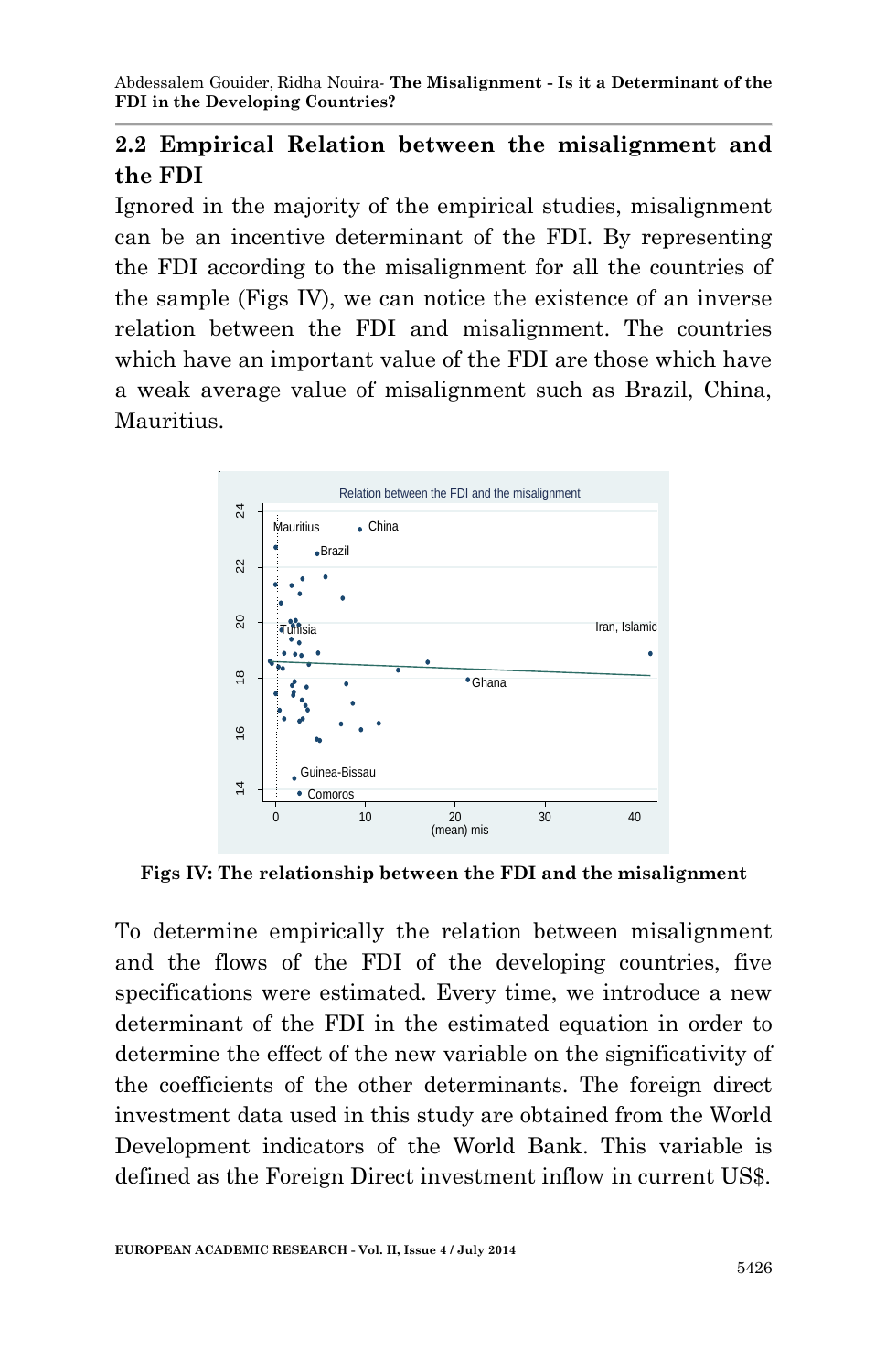## 2.2 Empirical Relation between the misalignment and the FDI

Ignored in the majority of the empirical studies, misalignment can be an incentive determinant of the FDI. By representing the FDI according to the misalignment for all the countries of the sample (Figs IV), we can notice the existence of an inverse relation between the FDI and misalignment. The countries which have an important value of the FDI are those which have a weak average value of misalignment such as Brazil, China, Mauritius.

**Figs IV: The relationship between the FDI and the misalignment**

To determine empirically the relation between misalignment and the flows of the FDI of the developing countries, five specifications were estimated. Every time, we introduce a new determinant of the FDI in the estimated equation in order to determine the effect of the new variable on the significativity of the coefficients of the other determinants. The foreign direct investment data used in this study are obtained from the World Development indicators of the World Bank. This variable is defined as the Foreign Direct investment inflow in current US$.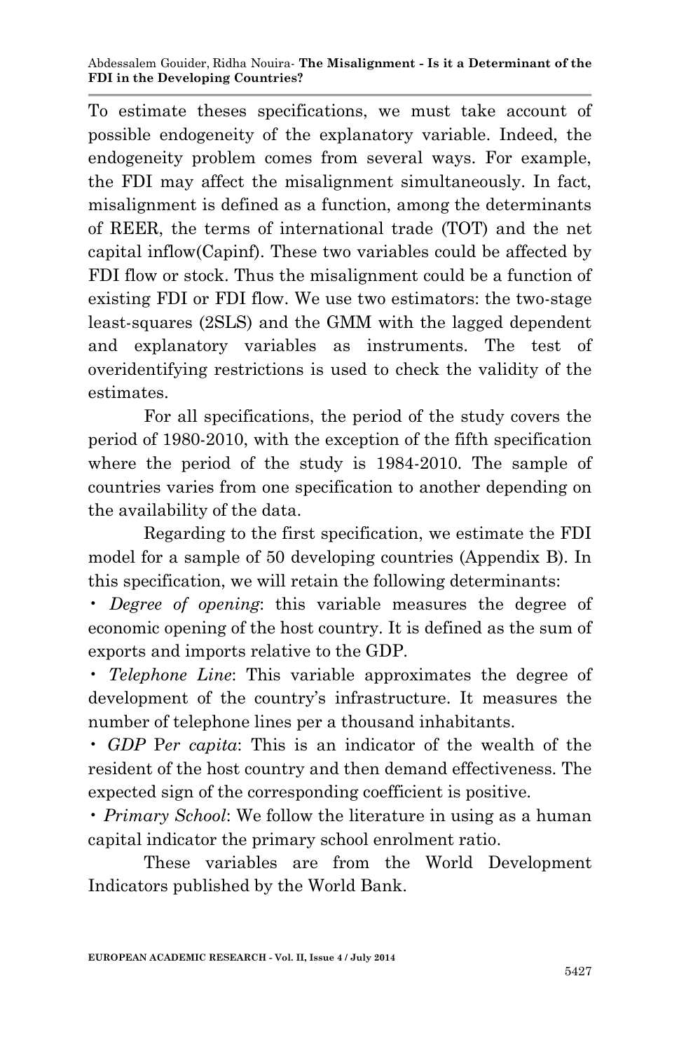To estimate theses specifications, we must take account of possible endogeneity of the explanatory variable. Indeed, the endogeneity problem comes from several ways. For example, the FDI may affect the misalignment simultaneously. In fact, misalignment is defined as a function, among the determinants of REER, the terms of international trade (TOT) and the net capital inflow(Capinf). These two variables could be affected by FDI flow or stock. Thus the misalignment could be a function of existing FDI or FDI flow. We use two estimators: the two-stage least-squares (2SLS) and the GMM with the lagged dependent and explanatory variables as instruments. The test of overidentifying restrictions is used to check the validity of the estimates.

For all specifications, the period of the study covers the period of 1980-2010, with the exception of the fifth specification where the period of the study is 1984-2010. The sample of countries varies from one specification to another depending on the availability of the data.

Regarding to the first specification, we estimate the FDI model for a sample of 50 developing countries (Appendix B). In this specification, we will retain the following determinants:

- *Degree of opening*: this variable measures the degree of economic opening of the host country. It is defined as the sum of exports and imports relative to the GDP.
- *Telephone Line*: This variable approximates the degree of development of the country's infrastructure. It measures the number of telephone lines per a thousand inhabitants.
- *GDP Per capita*: This is an indicator of the wealth of the resident of the host country and then demand effectiveness. The expected sign of the corresponding coefficient is positive.
- *Primary School*: We follow the literature in using as a human capital indicator the primary school enrolment ratio.

These variables are from the World Development Indicators published by the World Bank.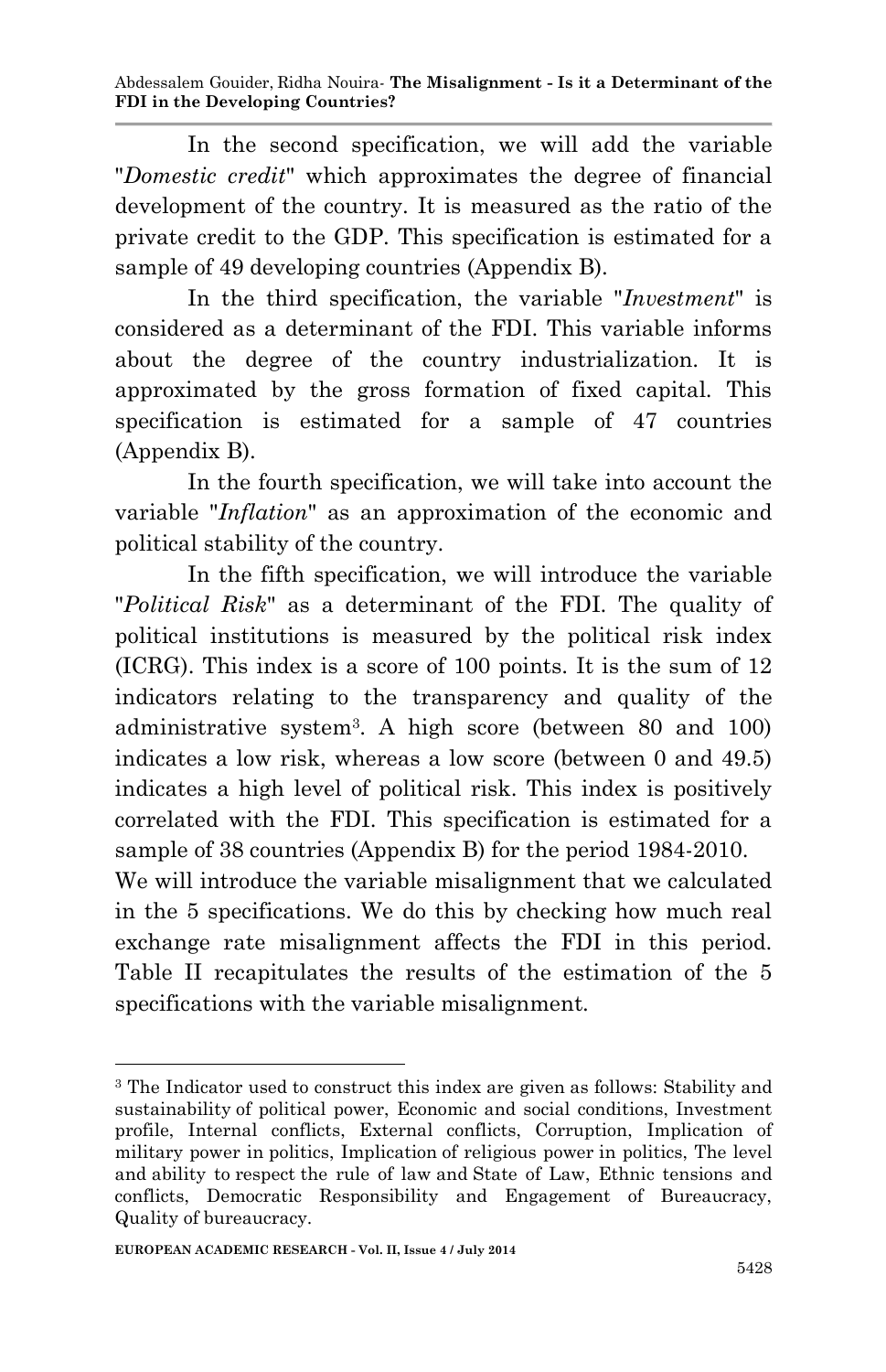In the second specification, we will add the variable "*Domestic credit*" which approximates the degree of financial development of the country. It is measured as the ratio of the private credit to the GDP. This specification is estimated for a sample of 49 developing countries (Appendix B).

In the third specification, the variable "*Investment*" is considered as a determinant of the FDI. This variable informs about the degree of the country industrialization. It is approximated by the gross formation of fixed capital. This specification is estimated for a sample of 47 countries (Appendix B).

In the fourth specification, we will take into account the variable "*Inflation*" as an approximation of the economic and political stability of the country.

In the fifth specification, we will introduce the variable "*Political Risk*" as a determinant of the FDI. The quality of political institutions is measured by the political risk index (ICRG). This index is a score of 100 points. It is the sum of 12 indicators relating to the transparency and quality of the administrative system[3]. A high score (between 80 and 100) indicates a low risk, whereas a low score (between 0 and 49.5) indicates a high level of political risk. This index is positively correlated with the FDI. This specification is estimated for a sample of 38 countries (Appendix B) for the period 1984-2010.

We will introduce the variable misalignment that we calculated in the 5 specifications. We do this by checking how much real exchange rate misalignment affects the FDI in this period. Table II recapitulates the results of the estimation of the 5 specifications with the variable misalignment.

---

[3] The Indicator used to construct this index are given as follows: Stability and sustainability of political power, Economic and social conditions, Investment profile, Internal conflicts, External conflicts, Corruption, Implication of military power in politics, Implication of religious power in politics, The level and ability to respect the rule of law and State of Law, Ethnic tensions and conflicts, Democratic Responsibility and Engagement of Bureaucracy, Quality of bureaucracy.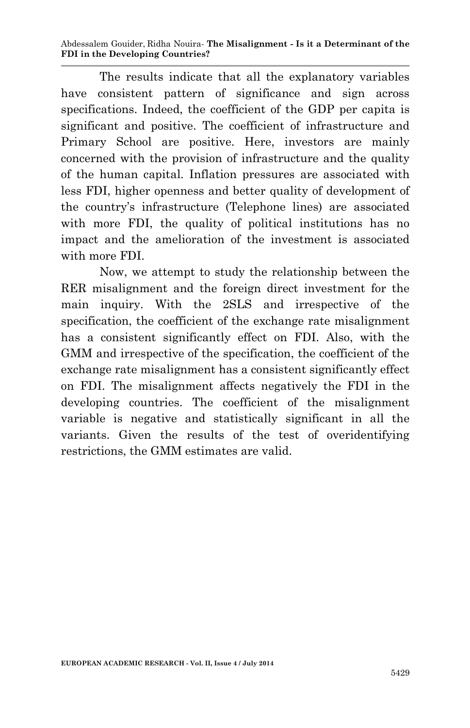The results indicate that all the explanatory variables have consistent pattern of significance and sign across specifications. Indeed, the coefficient of the GDP per capita is significant and positive. The coefficient of infrastructure and Primary School are positive. Here, investors are mainly concerned with the provision of infrastructure and the quality of the human capital. Inflation pressures are associated with less FDI, higher openness and better quality of development of the country's infrastructure (Telephone lines) are associated with more FDI, the quality of political institutions has no impact and the amelioration of the investment is associated with more FDI.

Now, we attempt to study the relationship between the RER misalignment and the foreign direct investment for the main inquiry. With the 2SLS and irrespective of the specification, the coefficient of the exchange rate misalignment has a consistent significantly effect on FDI. Also, with the GMM and irrespective of the specification, the coefficient of the exchange rate misalignment has a consistent significantly effect on FDI. The misalignment affects negatively the FDI in the developing countries. The coefficient of the misalignment variable is negative and statistically significant in all the variants. Given the results of the test of overidentifying restrictions, the GMM estimates are valid.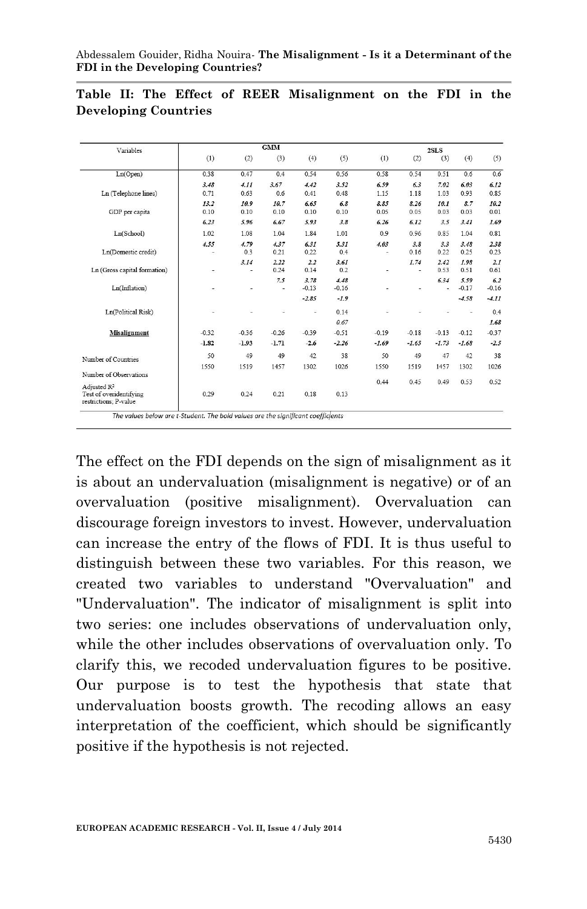**Table II: The Effect of REER Misalignment on the FDI in the Developing Countries**

| Variables | GMM | | | | | 2SLS | | | | |
|---|---|---|---|---|---|---|---|---|---|---|
| | (1) | (2) | (3) | (4) | (5) | (1) | (2) | (3) | (4) | (5) |
| Ln(Open) | 0.38 | 0.47 | 0.4 | 0.54 | 0.56 | 0.58 | 0.54 | 0.51 | 0.6 | 0.6 |
| | ***3.48*** | ***4.11*** | ***3.67*** | ***4.42*** | ***3.52*** | ***6.59*** | ***6.3*** | ***7.02*** | ***6.03*** | ***6.12*** |
| Ln (Telephone lines) | 0.71 | 0.63 | 0.6 | 0.41 | 0.48 | 1.15 | 1.18 | 1.03 | 0.93 | 0.85 |
| | ***13.2*** | ***10.9*** | ***10.7*** | ***6.65*** | ***6.8*** | ***8.85*** | ***8.26*** | ***10.1*** | ***8.7*** | ***10.2*** |
| GDP per capita | 0.10 | 0.10 | 0.10 | 0.10 | 0.10 | 0.05 | 0.05 | 0.03 | 0.03 | 0.01 |
| | ***6.23*** | ***5.96*** | ***6.67*** | ***5.93*** | ***3.8*** | ***6.26*** | ***6.12*** | ***3.5*** | ***3.41*** | ***1.69*** |
| Ln(School) | 1.02 | 1.08 | 1.04 | 1.84 | 1.01 | 0.9 | 0.96 | 0.85 | 1.04 | 0.81 |
| | ***4.55*** | ***4.79*** | ***4.37*** | ***6.31*** | ***5.31*** | ***4.03*** | ***3.8*** | ***3.3*** | ***3.48*** | ***2.38*** |
| Ln(Domestic credit) | - | 0.3 | 0.21 | 0.22 | 0.4 | - | 0.16 | 0.22 | 0.25 | 0.23 |
| | | ***3.14*** | ***2.22*** | ***2.2*** | ***3.61*** | | ***1.74*** | ***2.42*** | ***1.98*** | ***2.1*** |
| Ln (Gross capital formation) | - | - | 0.24 | 0.14 | 0.2 | - | - | 0.53 | 0.51 | 0.61 |
| | | | ***7.5*** | ***3.78*** | ***4.48*** | | | ***6.34*** | ***5.59*** | ***6.2*** |
| Ln(Inflation) | - | - | - | -0.13 | -0.16 | - | - | - | -0.17 | -0.16 |
| | | | | ***-2.85*** | ***-1.9*** | | | | ***-4.58*** | ***-4.11*** |
| Ln(Political Risk) | - | - | - | - | 0.14 | - | - | - | - | 0.4 |
| | | | | | *0.67* | | | | | ***1.68*** |
| **Misalignment** | -0.32 | -0.36 | -0.26 | -0.39 | -0.51 | -0.19 | -0.18 | -0.13 | -0.12 | -0.37 |
| | ***-1.82*** | ***-1.93*** | ***-1.71*** | ***-2.6*** | ***-2.26*** | ***-1.69*** | ***-1.65*** | ***-1.73*** | ***-1.68*** | ***-2.5*** |
| Number of Countries | 50 | 49 | 49 | 42 | 38 | 50 | 49 | 47 | 42 | 38 |
| Number of Observations | 1550 | 1519 | 1457 | 1302 | 1026 | 1550 | 1519 | 1457 | 1302 | 1026 |
| Adjusted $R^2$ | | | | | | 0.44 | 0.45 | 0.49 | 0.53 | 0.52 |
| Test of overidentifying restrictions; P-value | 0.29 | 0.24 | 0.21 | 0.18 | 0.13 | | | | | |

*The values below are t-Student. The bold values are the significant coefficients*

The effect on the FDI depends on the sign of misalignment as it is about an undervaluation (misalignment is negative) or of an overvaluation (positive misalignment). Overvaluation can discourage foreign investors to invest. However, undervaluation can increase the entry of the flows of FDI. It is thus useful to distinguish between these two variables. For this reason, we created two variables to understand "Overvaluation" and "Undervaluation". The indicator of misalignment is split into two series: one includes observations of undervaluation only, while the other includes observations of overvaluation only. To clarify this, we recoded undervaluation figures to be positive. Our purpose is to test the hypothesis that state that undervaluation boosts growth. The recoding allows an easy interpretation of the coefficient, which should be significantly positive if the hypothesis is not rejected.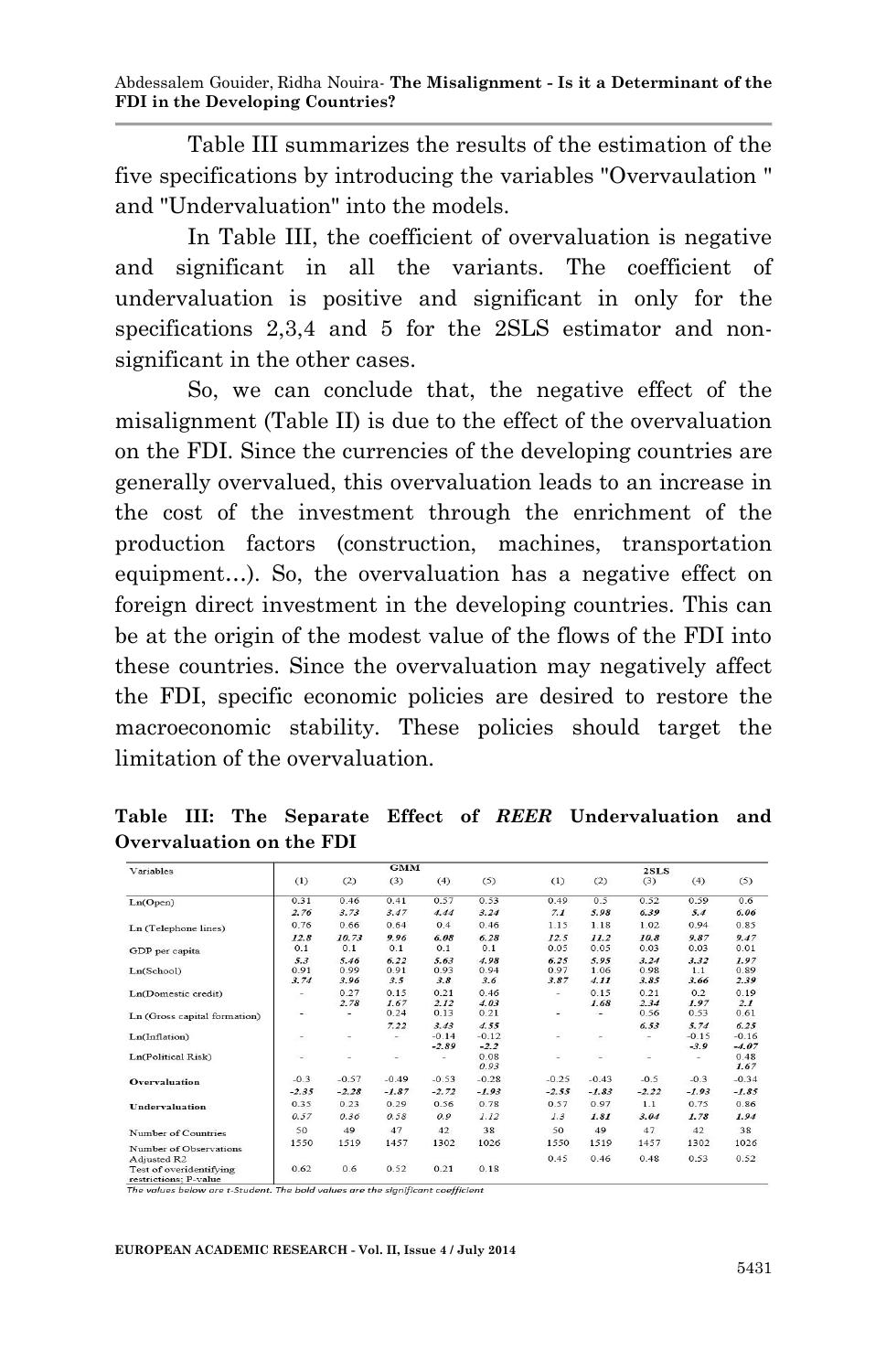Table III summarizes the results of the estimation of the five specifications by introducing the variables "Overvaulation " and "Undervaluation" into the models.

In Table III, the coefficient of overvaluation is negative and significant in all the variants. The coefficient of undervaluation is positive and significant in only for the specifications 2,3,4 and 5 for the 2SLS estimator and non-significant in the other cases.

So, we can conclude that, the negative effect of the misalignment (Table II) is due to the effect of the overvaluation on the FDI. Since the currencies of the developing countries are generally overvalued, this overvaluation leads to an increase in the cost of the investment through the enrichment of the production factors (construction, machines, transportation equipment…). So, the overvaluation has a negative effect on foreign direct investment in the developing countries. This can be at the origin of the modest value of the flows of the FDI into these countries. Since the overvaluation may negatively affect the FDI, specific economic policies are desired to restore the macroeconomic stability. These policies should target the limitation of the overvaluation.

**Table III: The Separate Effect of *REER* Undervaluation and Overvaluation on the FDI**

| Variables | GMM | | | | | 2SLS | | | | |
|---|---|---|---|---|---|---|---|---|---|---|
| | (1) | (2) | (3) | (4) | (5) | (1) | (2) | (3) | (4) | (5) |
| Ln(Open) | 0.31 | 0.46 | 0.41 | 0.57 | 0.53 | 0.49 | 0.5 | 0.52 | 0.59 | 0.6 |
| | ***2.76*** | ***3.73*** | ***3.47*** | ***4.44*** | ***3.24*** | ***7.1*** | ***5.98*** | ***6.39*** | ***5.4*** | ***6.06*** |
| Ln (Telephone lines) | 0.76 | 0.66 | 0.64 | 0.4 | 0.46 | 1.15 | 1.18 | 1.02 | 0.94 | 0.85 |
| | ***12.8*** | ***10.73*** | ***9.96*** | ***6.08*** | ***6.28*** | ***12.5*** | ***11.2*** | ***10.8*** | ***9.87*** | ***9.47*** |
| GDP per capita | 0.1 | 0.1 | 0.1 | 0.1 | 0.1 | 0.05 | 0.05 | 0.03 | 0.03 | 0.01 |
| | ***5.3*** | ***5.46*** | ***6.22*** | ***5.63*** | ***4.98*** | ***6.25*** | ***5.95*** | ***3.24*** | ***3.32*** | ***1.97*** |
| Ln(School) | 0.91 | 0.99 | 0.91 | 0.93 | 0.94 | 0.97 | 1.06 | 0.98 | 1.1 | 0.89 |
| | ***3.74*** | ***3.96*** | ***3.5*** | ***3.8*** | ***3.6*** | ***3.87*** | ***4.11*** | ***3.85*** | ***3.66*** | ***2.39*** |
| Ln(Domestic credit) | - | 0.27 | 0.15 | 0.21 | 0.46 | - | 0.15 | 0.21 | 0.2 | 0.19 |
| | | ***2.78*** | 1.67 | ***2.12*** | ***4.03*** | | 1.68 | ***2.34*** | ***1.97*** | ***2.1*** |
| Ln (Gross capital formation) | - | - | 0.24 | 0.13 | 0.21 | - | - | 0.56 | 0.53 | 0.61 |
| | | | ***7.22*** | ***3.43*** | ***4.55*** | | | ***6.53*** | ***5.74*** | ***6.25*** |
| Ln(Inflation) | - | - | - | -0.14 | -0.12 | - | - | - | -0.15 | -0.16 |
| | | | | ***-2.89*** | ***-2.2*** | | | | ***-3.9*** | ***-4.07*** |
| Ln(Political Risk) | - | - | - | - | 0.08 | - | - | - | - | 0.48 |
| | | | | | 0.93 | | | | | 1.67 |
| **Overvaluation** | -0.3 | -0.57 | -0.49 | -0.53 | -0.28 | -0.25 | -0.43 | -0.5 | -0.3 | -0.34 |
| | ***-2.35*** | ***-2.28*** | ***-1.87*** | ***-2.72*** | ***-1.93*** | ***-2.55*** | ***-1.83*** | ***-2.22*** | ***-1.93*** | ***-1.85*** |
| **Undervaluation** | 0.35 | 0.23 | 0.29 | 0.56 | 0.78 | 0.57 | 0.97 | 1.1 | 0.75 | 0.86 |
| | *0.57* | *0.36* | *0.58* | *0.9* | *1.12* | *1.3* | ***1.81*** | ***3.04*** | ***1.78*** | ***1.94*** |
| Number of Countries | 50 | 49 | 47 | 42 | 38 | 50 | 49 | 47 | 42 | 38 |
| Number of Observations | 1550 | 1519 | 1457 | 1302 | 1026 | 1550 | 1519 | 1457 | 1302 | 1026 |
| Adjusted R2 | | | | | | 0.45 | 0.46 | 0.48 | 0.53 | 0.52 |
| Test of overidentifying restrictions: P-value | 0.62 | 0.6 | 0.52 | 0.21 | 0.18 | | | | | |

*The values below are t-Student. The bold values are the significant coefficient*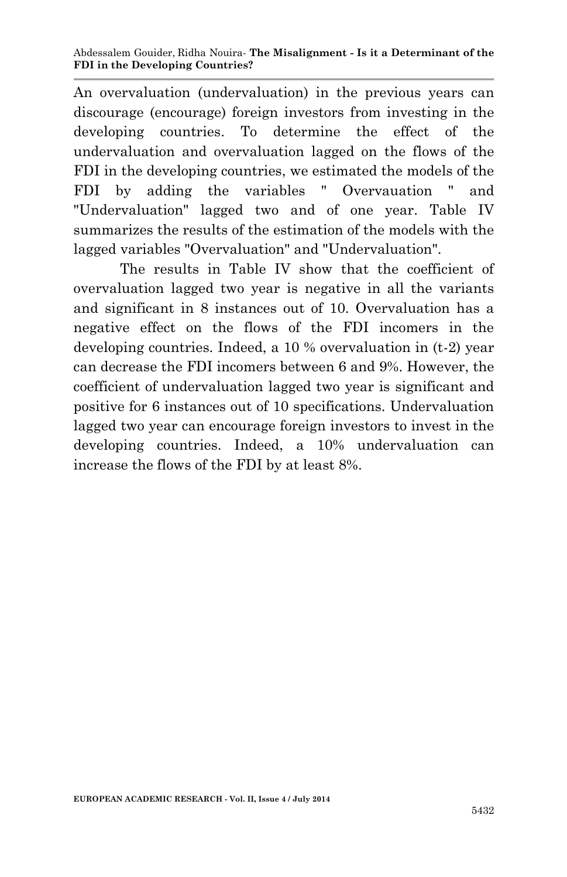An overvaluation (undervaluation) in the previous years can discourage (encourage) foreign investors from investing in the developing countries. To determine the effect of the undervaluation and overvaluation lagged on the flows of the FDI in the developing countries, we estimated the models of the FDI by adding the variables " Overvauation " and "Undervaluation" lagged two and of one year. Table IV summarizes the results of the estimation of the models with the lagged variables "Overvaluation" and "Undervaluation".

The results in Table IV show that the coefficient of overvaluation lagged two year is negative in all the variants and significant in 8 instances out of 10. Overvaluation has a negative effect on the flows of the FDI incomers in the developing countries. Indeed, a 10 % overvaluation in (t-2) year can decrease the FDI incomers between 6 and 9%. However, the coefficient of undervaluation lagged two year is significant and positive for 6 instances out of 10 specifications. Undervaluation lagged two year can encourage foreign investors to invest in the developing countries. Indeed, a 10% undervaluation can increase the flows of the FDI by at least 8%.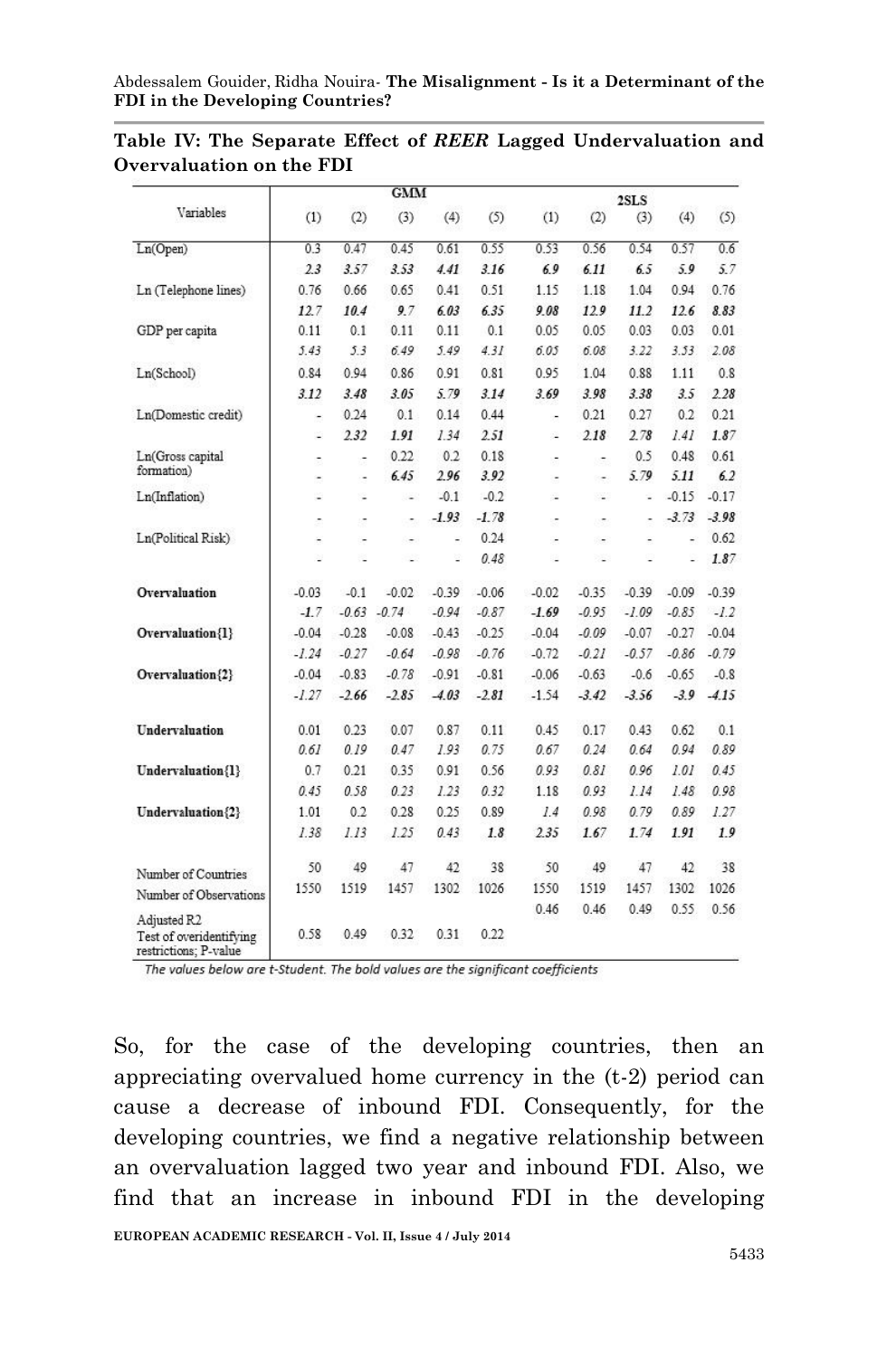**Table IV: The Separate Effect of *REER* Lagged Undervaluation and Overvaluation on the FDI**

| Variables | GMM (1) | GMM (2) | GMM (3) | GMM (4) | GMM (5) | 2SLS (1) | 2SLS (2) | 2SLS (3) | 2SLS (4) | 2SLS (5) |
|---|---|---|---|---|---|---|---|---|---|---|
| Ln(Open) | 0.3 | 0.47 | 0.45 | 0.61 | 0.55 | 0.53 | 0.56 | 0.54 | 0.57 | 0.6 |
| | ***2.3*** | ***3.57*** | ***3.53*** | ***4.41*** | ***3.16*** | ***6.9*** | ***6.11*** | ***6.5*** | ***5.9*** | ***5.7*** |
| Ln (Telephone lines) | 0.76 | 0.66 | 0.65 | 0.41 | 0.51 | 1.15 | 1.18 | 1.04 | 0.94 | 0.76 |
| | ***12.7*** | ***10.4*** | ***9.7*** | ***6.03*** | ***6.35*** | ***9.08*** | ***12.9*** | ***11.2*** | ***12.6*** | ***8.83*** |
| GDP per capita | 0.11 | 0.1 | 0.11 | 0.11 | 0.1 | 0.05 | 0.05 | 0.03 | 0.03 | 0.01 |
| | ***5.43*** | ***5.3*** | ***6.49*** | ***5.49*** | ***4.31*** | ***6.05*** | ***6.08*** | ***3.22*** | ***3.53*** | ***2.08*** |
| Ln(School) | 0.84 | 0.94 | 0.86 | 0.91 | 0.81 | 0.95 | 1.04 | 0.88 | 1.11 | 0.8 |
| | ***3.12*** | ***3.48*** | ***3.05*** | ***5.79*** | ***3.14*** | ***3.69*** | ***3.98*** | ***3.38*** | ***3.5*** | ***2.28*** |
| Ln(Domestic credit) | - | 0.24 | 0.1 | 0.14 | 0.44 | - | 0.21 | 0.27 | 0.2 | 0.21 |
| | - | ***2.32*** | ***1.91*** | *1.34* | ***2.51*** | - | ***2.18*** | ***2.78*** | *1.41* | ***1.87*** |
| Ln(Gross capital formation) | - | - | 0.22 | 0.2 | 0.18 | - | - | 0.5 | 0.48 | 0.61 |
| | - | - | ***6.45*** | ***2.96*** | ***3.92*** | - | - | ***5.79*** | ***5.11*** | ***6.2*** |
| Ln(Inflation) | - | - | - | -0.1 | -0.2 | - | - | - | -0.15 | -0.17 |
| | - | - | - | ***-1.93*** | ***-1.78*** | - | - | - | ***-3.73*** | ***-3.98*** |
| Ln(Political Risk) | - | - | - | - | 0.24 | - | - | - | - | 0.62 |
| | - | - | - | - | *0.48* | - | - | - | - | ***1.87*** |
| **Overvaluation** | -0.03 | -0.1 | -0.02 | -0.39 | -0.06 | -0.02 | -0.35 | -0.39 | -0.09 | -0.39 |
| | *-1.7* | *-0.63* | *-0.74* | *-0.94* | *-0.87* | ***-1.69*** | *-0.95* | *-1.09* | *-0.85* | *-1.2* |
| **Overvaluation{1}** | -0.04 | -0.28 | -0.08 | -0.43 | -0.25 | -0.04 | -0.09 | -0.07 | -0.27 | -0.04 |
| | *-1.24* | *-0.27* | *-0.64* | *-0.98* | *-0.76* | *-0.72* | *-0.21* | *-0.57* | *-0.86* | *-0.79* |
| **Overvaluation{2}** | -0.04 | -0.83 | -0.78 | -0.91 | -0.81 | -0.06 | -0.63 | -0.6 | -0.65 | -0.8 |
| | *-1.27* | ***-2.66*** | ***-2.85*** | ***-4.03*** | ***-2.81*** | *-1.54* | ***-3.42*** | ***-3.56*** | ***-3.9*** | ***-4.15*** |
| **Undervaluation** | 0.01 | 0.23 | 0.07 | 0.87 | 0.11 | 0.45 | 0.17 | 0.43 | 0.62 | 0.1 |
| | *0.61* | *0.19* | *0.47* | *1.93* | *0.75* | *0.67* | *0.24* | *0.64* | *0.94* | *0.89* |
| **Undervaluation{1}** | 0.7 | 0.21 | 0.35 | 0.91 | 0.56 | 0.93 | 0.81 | 0.96 | 1.01 | 0.45 |
| | *0.45* | *0.58* | *0.23* | *1.23* | *0.32* | *1.18* | *0.93* | *1.14* | *1.48* | *0.98* |
| **Undervaluation{2}** | 1.01 | 0.2 | 0.28 | 0.25 | 0.89 | 1.4 | 0.98 | 0.79 | 0.89 | 1.27 |
| | *1.38* | *1.13* | *1.25* | *0.43* | ***1.8*** | ***2.35*** | ***1.67*** | ***1.74*** | ***1.91*** | ***1.9*** |
| Number of Countries | 50 | 49 | 47 | 42 | 38 | 50 | 49 | 47 | 42 | 38 |
| Number of Observations | 1550 | 1519 | 1457 | 1302 | 1026 | 1550 | 1519 | 1457 | 1302 | 1026 |
| Adjusted R2 | | | | | | 0.46 | 0.46 | 0.49 | 0.55 | 0.56 |
| Test of overidentifying restrictions; P-value | 0.58 | 0.49 | 0.32 | 0.31 | 0.22 | | | | | |

*The values below are t-Student. The bold values are the significant coefficients*

So, for the case of the developing countries, then an appreciating overvalued home currency in the (t-2) period can cause a decrease of inbound FDI. Consequently, for the developing countries, we find a negative relationship between an overvaluation lagged two year and inbound FDI. Also, we find that an increase in inbound FDI in the developing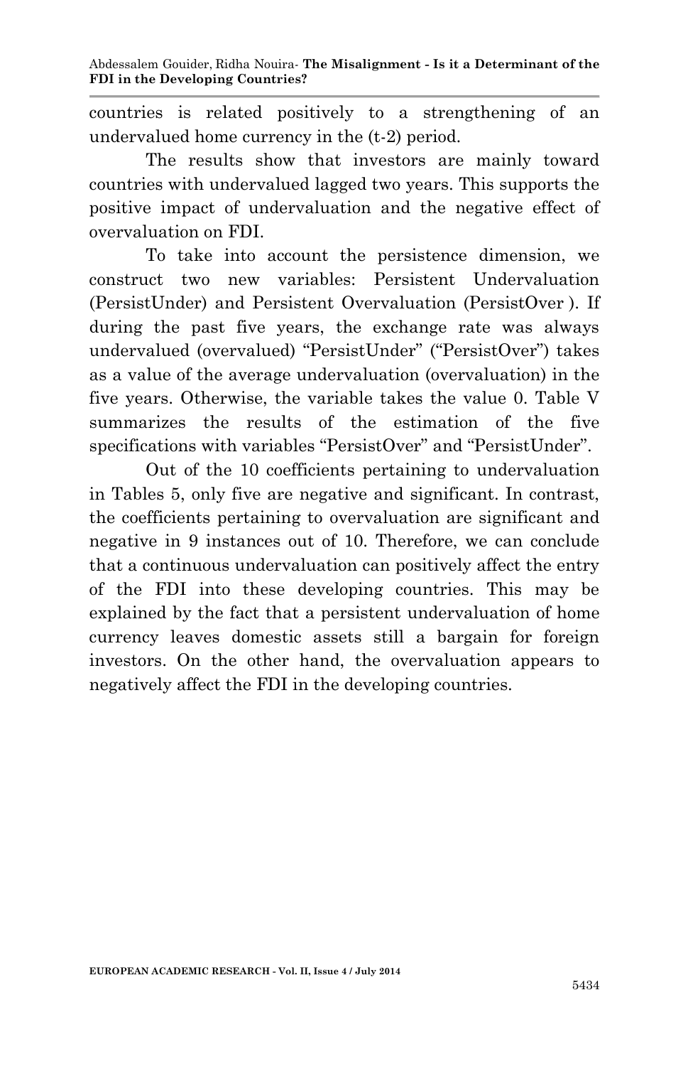countries is related positively to a strengthening of an undervalued home currency in the (t-2) period.

The results show that investors are mainly toward countries with undervalued lagged two years. This supports the positive impact of undervaluation and the negative effect of overvaluation on FDI.

To take into account the persistence dimension, we construct two new variables: Persistent Undervaluation (PersistUnder) and Persistent Overvaluation (PersistOver ). If during the past five years, the exchange rate was always undervalued (overvalued) "PersistUnder" ("PersistOver") takes as a value of the average undervaluation (overvaluation) in the five years. Otherwise, the variable takes the value 0. Table V summarizes the results of the estimation of the five specifications with variables "PersistOver" and "PersistUnder".

Out of the 10 coefficients pertaining to undervaluation in Tables 5, only five are negative and significant. In contrast, the coefficients pertaining to overvaluation are significant and negative in 9 instances out of 10. Therefore, we can conclude that a continuous undervaluation can positively affect the entry of the FDI into these developing countries. This may be explained by the fact that a persistent undervaluation of home currency leaves domestic assets still a bargain for foreign investors. On the other hand, the overvaluation appears to negatively affect the FDI in the developing countries.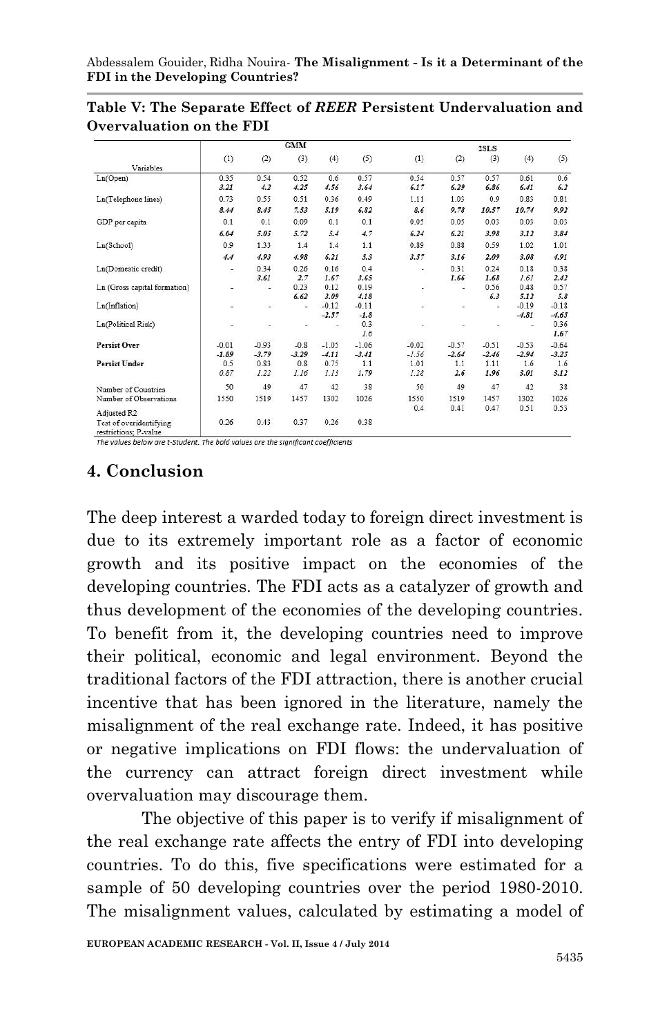**Table V: The Separate Effect of *REER* Persistent Undervaluation and Overvaluation on the FDI**

| Variables | GMM (1) | GMM (2) | GMM (3) | GMM (4) | GMM (5) | 2SLS (1) | 2SLS (2) | 2SLS (3) | 2SLS (4) | 2SLS (5) |
|---|---|---|---|---|---|---|---|---|---|---|
| Ln(Open) | 0.35 | 0.54 | 0.52 | 0.6 | 0.57 | 0.54 | 0.57 | 0.57 | 0.61 | 0.6 |
| | ***3.21*** | ***4.2*** | ***4.25*** | ***4.56*** | ***3.64*** | ***6.17*** | ***6.29*** | ***6.86*** | ***6.41*** | ***6.2*** |
| Ln(Telephone lines) | 0.73 | 0.55 | 0.51 | 0.36 | 0.49 | 1.11 | 1.03 | 0.9 | 0.83 | 0.81 |
| | ***8.44*** | ***8.45*** | ***7.53*** | ***5.19*** | ***6.82*** | ***8.6*** | ***9.78*** | ***10.57*** | ***10.74*** | ***9.92*** |
| GDP per capita | 0.1 | 0.1 | 0.09 | 0.1 | 0.1 | 0.05 | 0.05 | 0.03 | 0.03 | 0.03 |
| | ***6.04*** | ***5.05*** | ***5.72*** | ***5.4*** | ***4.7*** | ***6.24*** | ***6.21*** | ***3.98*** | ***3.12*** | ***3.84*** |
| Ln(School) | 0.9 | 1.33 | 1.4 | 1.4 | 1.1 | 0.89 | 0.88 | 0.59 | 1.02 | 1.01 |
| | ***4.4*** | ***4.93*** | ***4.98*** | ***6.21*** | ***5.3*** | ***3.57*** | ***3.16*** | ***2.09*** | ***3.08*** | ***4.91*** |
| Ln(Domestic credit) | - | 0.34 | 0.26 | 0.16 | 0.4 | - | 0.31 | 0.24 | 0.18 | 0.38 |
| | | ***3.61*** | ***2.7*** | *1.67* | ***3.65*** | | ***1.66*** | ***1.68*** | *1.61* | ***2.42*** |
| Ln (Gross capital formation) | - | - | 0.23 | 0.12 | 0.19 | - | - | 0.56 | 0.48 | 0.57 |
| | | | ***6.62*** | ***3.09*** | ***4.18*** | | | ***6.3*** | ***5.12*** | ***5.8*** |
| Ln(Inflation) | - | - | - | -0.12 | -0.11 | - | - | - | -0.19 | -0.18 |
| | | | | ***-2.57*** | ***-1.8*** | | | | ***-4.81*** | ***-4.65*** |
| Ln(Political Risk) | - | - | - | - | 0.3 | - | - | - | - | 0.36 |
| | | | | | *1.6* | | | | | ***1.67*** |
| **Persist Over** | -0.01 | -0.93 | -0.8 | -1.05 | -1.06 | -0.02 | -0.57 | -0.51 | -0.53 | -0.64 |
| | *-1.89* | ***-3.79*** | ***-3.29*** | ***-4.11*** | ***-3.41*** | *-1.56* | ***-2.64*** | ***-2.46*** | ***-2.94*** | ***-3.25*** |
| **Persist Under** | 0.5 | 0.83 | 0.8 | 0.75 | 1.1 | 1.01 | 1.1 | 1.11 | 1.6 | 1.6 |
| | *0.87* | *1.22* | *1.16* | *1.13* | ***1.79*** | *1.28* | ***2.6*** | ***1.96*** | ***3.01*** | ***3.12*** |
| Number of Countries | 50 | 49 | 47 | 42 | 38 | 50 | 49 | 47 | 42 | 38 |
| Number of Observations | 1550 | 1519 | 1457 | 1302 | 1026 | 1550 | 1519 | 1457 | 1302 | 1026 |
| Adjusted R2 | | | | | | 0.4 | 0.41 | 0.47 | 0.51 | 0.53 |
| Test of overidentifying restrictions; P-value | 0.26 | 0.43 | 0.37 | 0.26 | 0.38 | | | | | |

*The values below are t-Student. The bold values are the significant coefficients*

## 4. Conclusion

The deep interest a warded today to foreign direct investment is due to its extremely important role as a factor of economic growth and its positive impact on the economies of the developing countries. The FDI acts as a catalyzer of growth and thus development of the economies of the developing countries. To benefit from it, the developing countries need to improve their political, economic and legal environment. Beyond the traditional factors of the FDI attraction, there is another crucial incentive that has been ignored in the literature, namely the misalignment of the real exchange rate. Indeed, it has positive or negative implications on FDI flows: the undervaluation of the currency can attract foreign direct investment while overvaluation may discourage them.

The objective of this paper is to verify if misalignment of the real exchange rate affects the entry of FDI into developing countries. To do this, five specifications were estimated for a sample of 50 developing countries over the period 1980-2010. The misalignment values, calculated by estimating a model of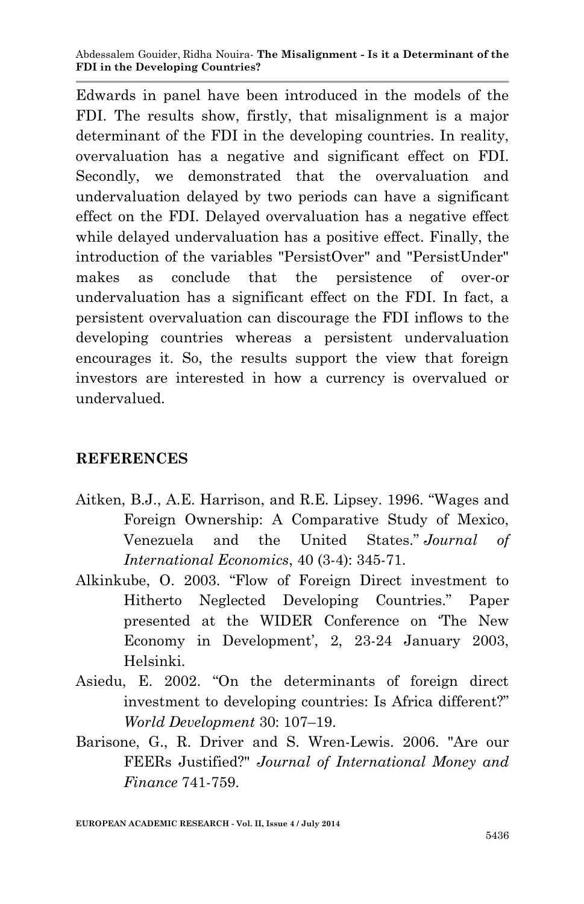Edwards in panel have been introduced in the models of the FDI. The results show, firstly, that misalignment is a major determinant of the FDI in the developing countries. In reality, overvaluation has a negative and significant effect on FDI. Secondly, we demonstrated that the overvaluation and undervaluation delayed by two periods can have a significant effect on the FDI. Delayed overvaluation has a negative effect while delayed undervaluation has a positive effect. Finally, the introduction of the variables "PersistOver" and "PersistUnder" makes as conclude that the persistence of over-or undervaluation has a significant effect on the FDI. In fact, a persistent overvaluation can discourage the FDI inflows to the developing countries whereas a persistent undervaluation encourages it. So, the results support the view that foreign investors are interested in how a currency is overvalued or undervalued.

## REFERENCES

Aitken, B.J., A.E. Harrison, and R.E. Lipsey. 1996. "Wages and Foreign Ownership: A Comparative Study of Mexico, Venezuela and the United States." *Journal of International Economics*, 40 (3-4): 345-71.

Alkinkube, O. 2003. "Flow of Foreign Direct investment to Hitherto Neglected Developing Countries." Paper presented at the WIDER Conference on 'The New Economy in Development', 2, 23-24 January 2003, Helsinki.

Asiedu, E. 2002. "On the determinants of foreign direct investment to developing countries: Is Africa different?" *World Development* 30: 107–19.

Barisone, G., R. Driver and S. Wren-Lewis. 2006. "Are our FEERs Justified?" *Journal of International Money and Finance* 741-759.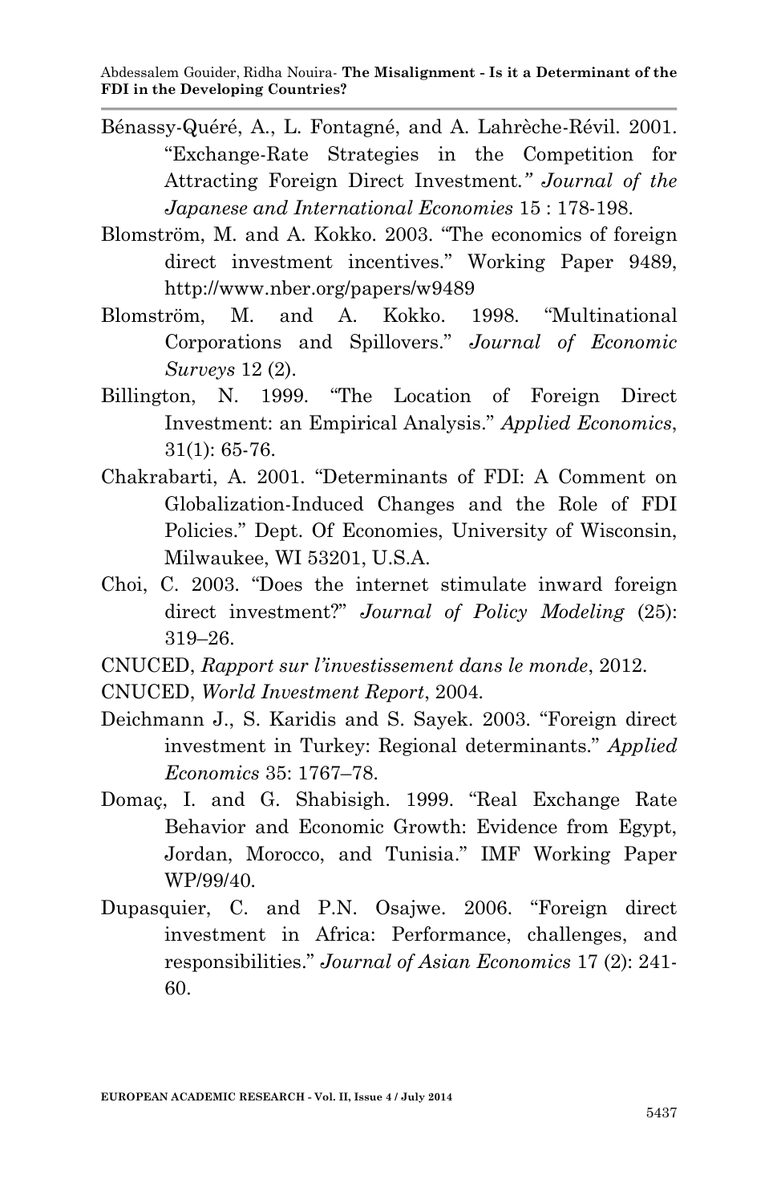Bénassy-Quéré, A., L. Fontagné, and A. Lahrèche-Révil. 2001. "Exchange-Rate Strategies in the Competition for Attracting Foreign Direct Investment." *Journal of the Japanese and International Economies* 15 : 178-198.

Blomström, M. and A. Kokko. 2003. "The economics of foreign direct investment incentives." Working Paper 9489, http://www.nber.org/papers/w9489

Blomström, M. and A. Kokko. 1998. "Multinational Corporations and Spillovers." *Journal of Economic Surveys* 12 (2).

Billington, N. 1999. "The Location of Foreign Direct Investment: an Empirical Analysis." *Applied Economics*, 31(1): 65-76.

Chakrabarti, A. 2001. "Determinants of FDI: A Comment on Globalization-Induced Changes and the Role of FDI Policies." Dept. Of Economies, University of Wisconsin, Milwaukee, WI 53201, U.S.A.

Choi, C. 2003. "Does the internet stimulate inward foreign direct investment?" *Journal of Policy Modeling* (25): 319–26.

CNUCED, *Rapport sur l'investissement dans le monde*, 2012.

CNUCED, *World Investment Report*, 2004.

Deichmann J., S. Karidis and S. Sayek. 2003. "Foreign direct investment in Turkey: Regional determinants." *Applied Economics* 35: 1767–78.

Domaç, I. and G. Shabisigh. 1999. "Real Exchange Rate Behavior and Economic Growth: Evidence from Egypt, Jordan, Morocco, and Tunisia." IMF Working Paper WP/99/40.

Dupasquier, C. and P.N. Osajwe. 2006. "Foreign direct investment in Africa: Performance, challenges, and responsibilities." *Journal of Asian Economics* 17 (2): 241-60.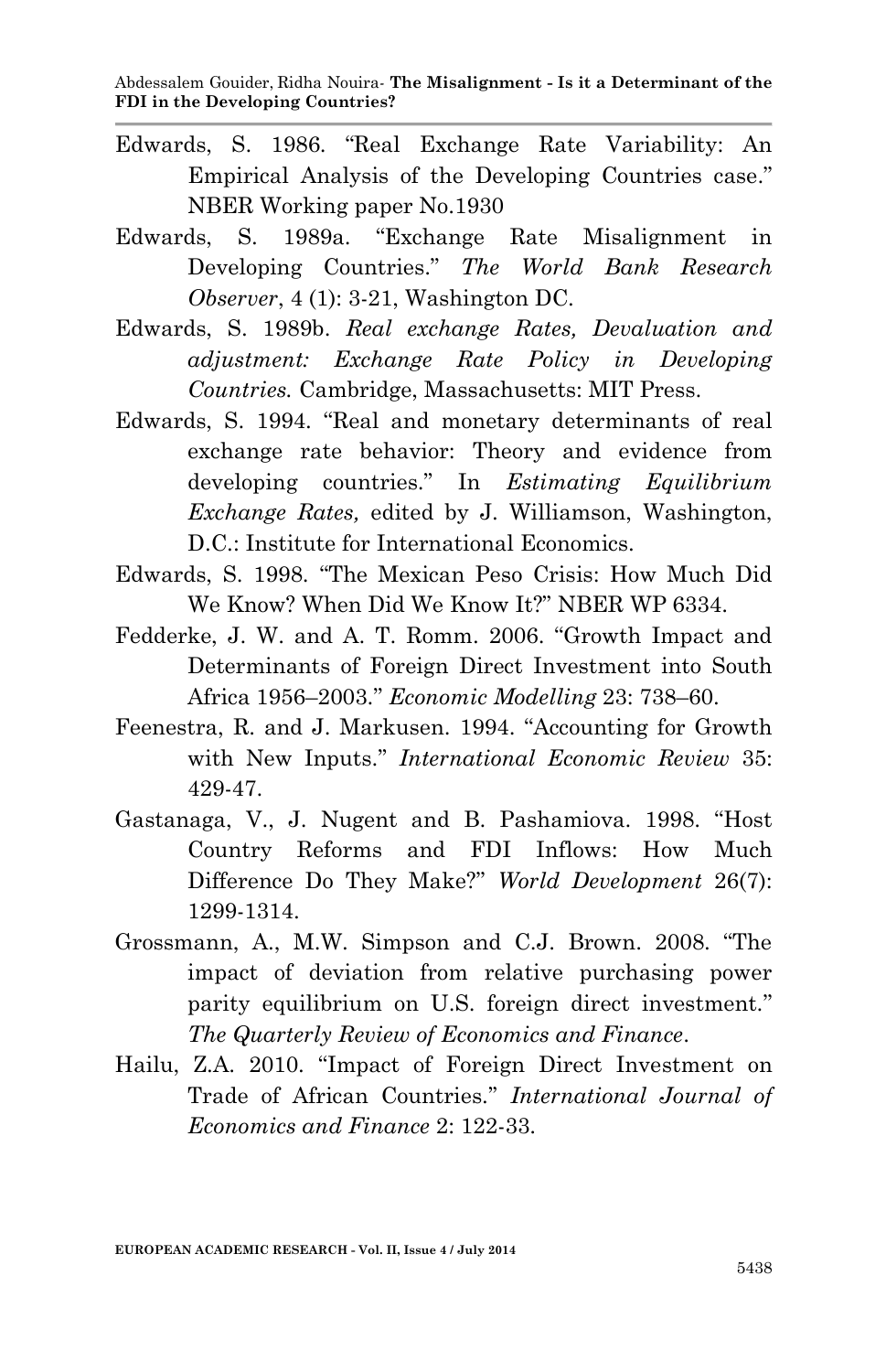Edwards, S. 1986. "Real Exchange Rate Variability: An Empirical Analysis of the Developing Countries case." NBER Working paper No.1930

Edwards, S. 1989a. "Exchange Rate Misalignment in Developing Countries." *The World Bank Research Observer*, 4 (1): 3-21, Washington DC.

Edwards, S. 1989b. *Real exchange Rates, Devaluation and adjustment: Exchange Rate Policy in Developing Countries.* Cambridge, Massachusetts: MIT Press.

Edwards, S. 1994. "Real and monetary determinants of real exchange rate behavior: Theory and evidence from developing countries." In *Estimating Equilibrium Exchange Rates,* edited by J. Williamson, Washington, D.C.: Institute for International Economics.

Edwards, S. 1998. "The Mexican Peso Crisis: How Much Did We Know? When Did We Know It?" NBER WP 6334.

Fedderke, J. W. and A. T. Romm. 2006. "Growth Impact and Determinants of Foreign Direct Investment into South Africa 1956–2003." *Economic Modelling* 23: 738–60.

Feenestra, R. and J. Markusen. 1994. "Accounting for Growth with New Inputs." *International Economic Review* 35: 429-47.

Gastanaga, V., J. Nugent and B. Pashamiova. 1998. "Host Country Reforms and FDI Inflows: How Much Difference Do They Make?" *World Development* 26(7): 1299-1314.

Grossmann, A., M.W. Simpson and C.J. Brown. 2008. "The impact of deviation from relative purchasing power parity equilibrium on U.S. foreign direct investment." *The Quarterly Review of Economics and Finance*.

Hailu, Z.A. 2010. "Impact of Foreign Direct Investment on Trade of African Countries." *International Journal of Economics and Finance* 2: 122-33.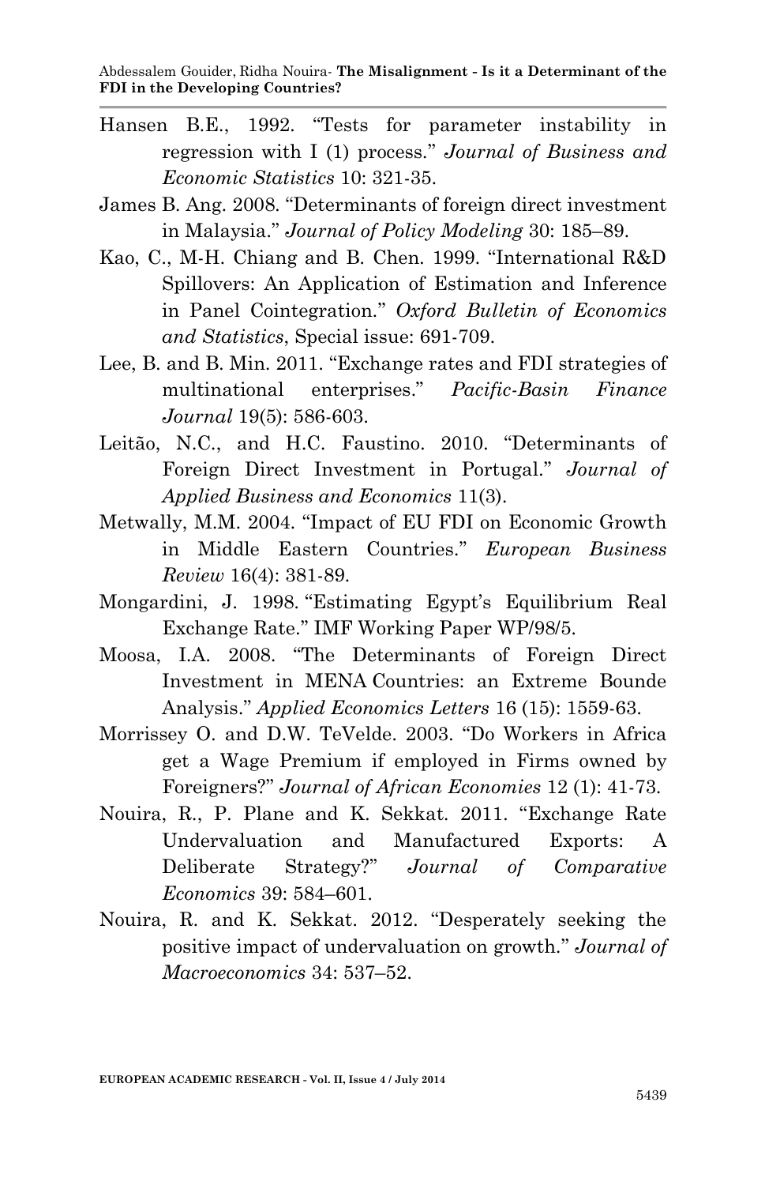Hansen B.E., 1992. "Tests for parameter instability in regression with I (1) process." *Journal of Business and Economic Statistics* 10: 321-35.

James B. Ang. 2008. "Determinants of foreign direct investment in Malaysia." *Journal of Policy Modeling* 30: 185–89.

Kao, C., M-H. Chiang and B. Chen. 1999. "International R&D Spillovers: An Application of Estimation and Inference in Panel Cointegration." *Oxford Bulletin of Economics and Statistics*, Special issue: 691-709.

Lee, B. and B. Min. 2011. "Exchange rates and FDI strategies of multinational enterprises." *Pacific-Basin Finance Journal* 19(5): 586-603.

Leitão, N.C., and H.C. Faustino. 2010. "Determinants of Foreign Direct Investment in Portugal." *Journal of Applied Business and Economics* 11(3).

Metwally, M.M. 2004. "Impact of EU FDI on Economic Growth in Middle Eastern Countries." *European Business Review* 16(4): 381-89.

Mongardini, J. 1998. "Estimating Egypt's Equilibrium Real Exchange Rate." IMF Working Paper WP/98/5.

Moosa, I.A. 2008. "The Determinants of Foreign Direct Investment in MENA Countries: an Extreme Bounde Analysis." *Applied Economics Letters* 16 (15): 1559-63.

Morrissey O. and D.W. TeVelde. 2003. "Do Workers in Africa get a Wage Premium if employed in Firms owned by Foreigners?" *Journal of African Economies* 12 (1): 41-73.

Nouira, R., P. Plane and K. Sekkat. 2011. "Exchange Rate Undervaluation and Manufactured Exports: A Deliberate Strategy?" *Journal of Comparative Economics* 39: 584–601.

Nouira, R. and K. Sekkat. 2012. "Desperately seeking the positive impact of undervaluation on growth." *Journal of Macroeconomics* 34: 537–52.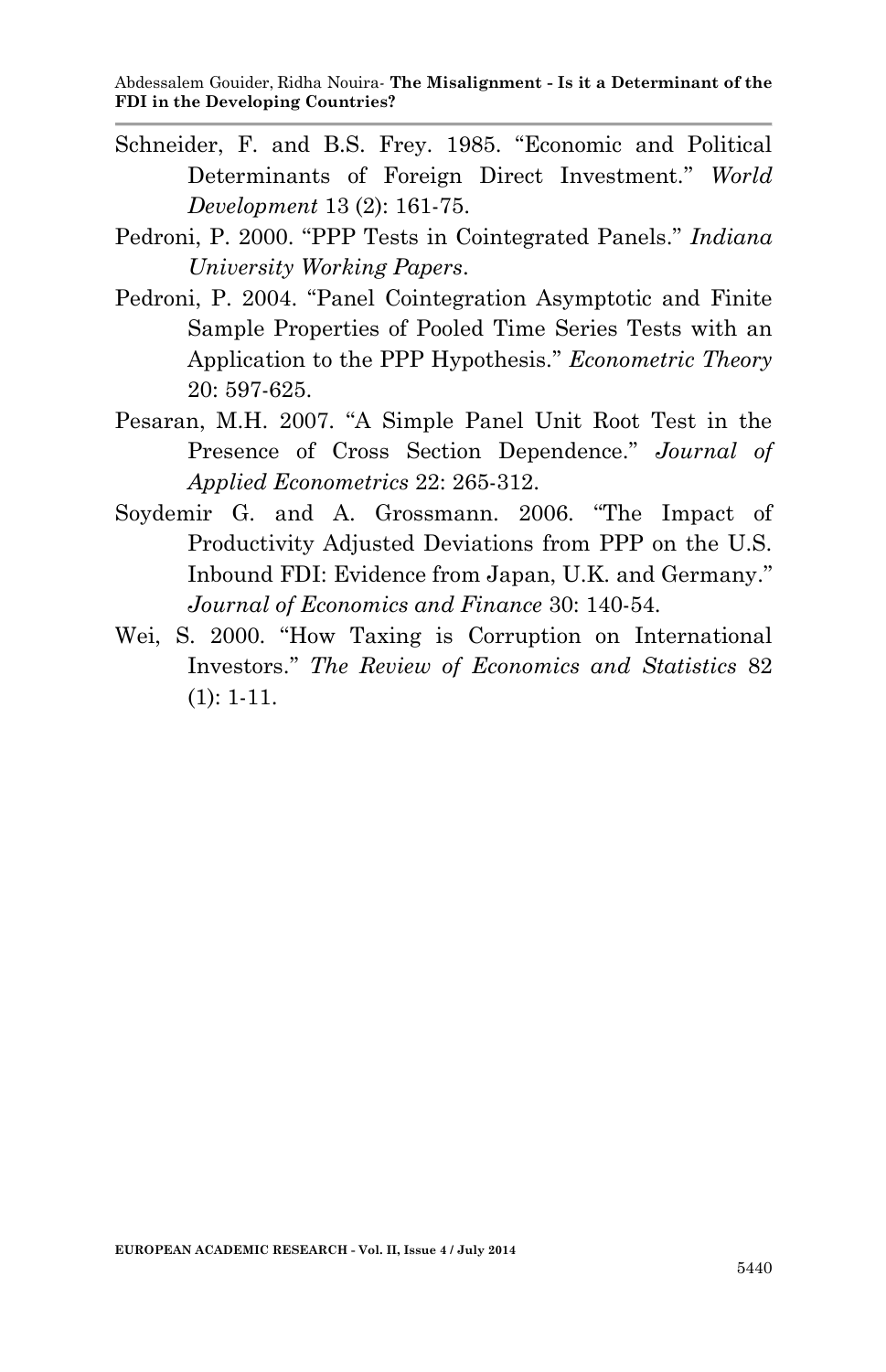Schneider, F. and B.S. Frey. 1985. "Economic and Political Determinants of Foreign Direct Investment." *World Development* 13 (2): 161-75.

Pedroni, P. 2000. "PPP Tests in Cointegrated Panels." *Indiana University Working Papers*.

Pedroni, P. 2004. "Panel Cointegration Asymptotic and Finite Sample Properties of Pooled Time Series Tests with an Application to the PPP Hypothesis." *Econometric Theory* 20: 597-625.

Pesaran, M.H. 2007. "A Simple Panel Unit Root Test in the Presence of Cross Section Dependence." *Journal of Applied Econometrics* 22: 265-312.

Soydemir G. and A. Grossmann. 2006. "The Impact of Productivity Adjusted Deviations from PPP on the U.S. Inbound FDI: Evidence from Japan, U.K. and Germany." *Journal of Economics and Finance* 30: 140-54.

Wei, S. 2000. "How Taxing is Corruption on International Investors." *The Review of Economics and Statistics* 82 (1): 1-11.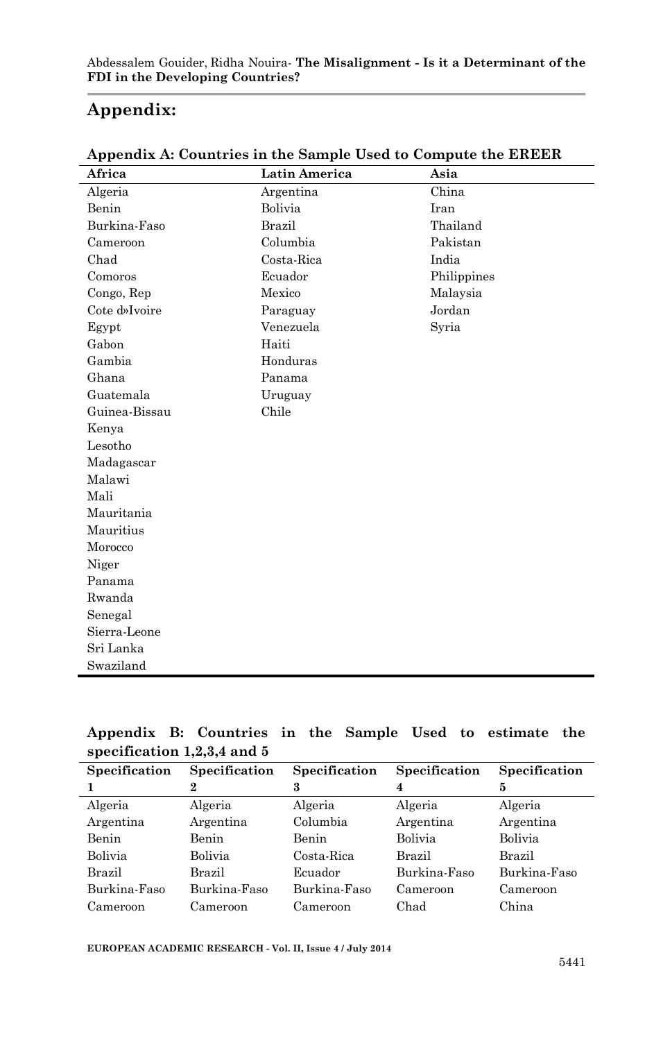## Appendix:

**Appendix A: Countries in the Sample Used to Compute the EREER**

| Africa | Latin America | Asia |
|---|---|---|
| Algeria | Argentina | China |
| Benin | Bolivia | Iran |
| Burkina-Faso | Brazil | Thailand |
| Cameroon | Columbia | Pakistan |
| Chad | Costa-Rica | India |
| Comoros | Ecuador | Philippines |
| Congo, Rep | Mexico | Malaysia |
| Cote d›Ivoire | Paraguay | Jordan |
| Egypt | Venezuela | Syria |
| Gabon | Haiti | |
| Gambia | Honduras | |
| Ghana | Panama | |
| Guatemala | Uruguay | |
| Guinea-Bissau | Chile | |
| Kenya | | |
| Lesotho | | |
| Madagascar | | |
| Malawi | | |
| Mali | | |
| Mauritania | | |
| Mauritius | | |
| Morocco | | |
| Niger | | |
| Panama | | |
| Rwanda | | |
| Senegal | | |
| Sierra-Leone | | |
| Sri Lanka | | |
| Swaziland | | |

**Appendix B: Countries in the Sample Used to estimate the specification 1,2,3,4 and 5**

| Specification 1 | Specification 2 | Specification 3 | Specification 4 | Specification 5 |
|---|---|---|---|---|
| Algeria | Algeria | Algeria | Algeria | Algeria |
| Argentina | Argentina | Columbia | Argentina | Argentina |
| Benin | Benin | Benin | Bolivia | Bolivia |
| Bolivia | Bolivia | Costa-Rica | Brazil | Brazil |
| Brazil | Brazil | Ecuador | Burkina-Faso | Burkina-Faso |
| Burkina-Faso | Burkina-Faso | Burkina-Faso | Cameroon | Cameroon |
| Cameroon | Cameroon | Cameroon | Chad | China |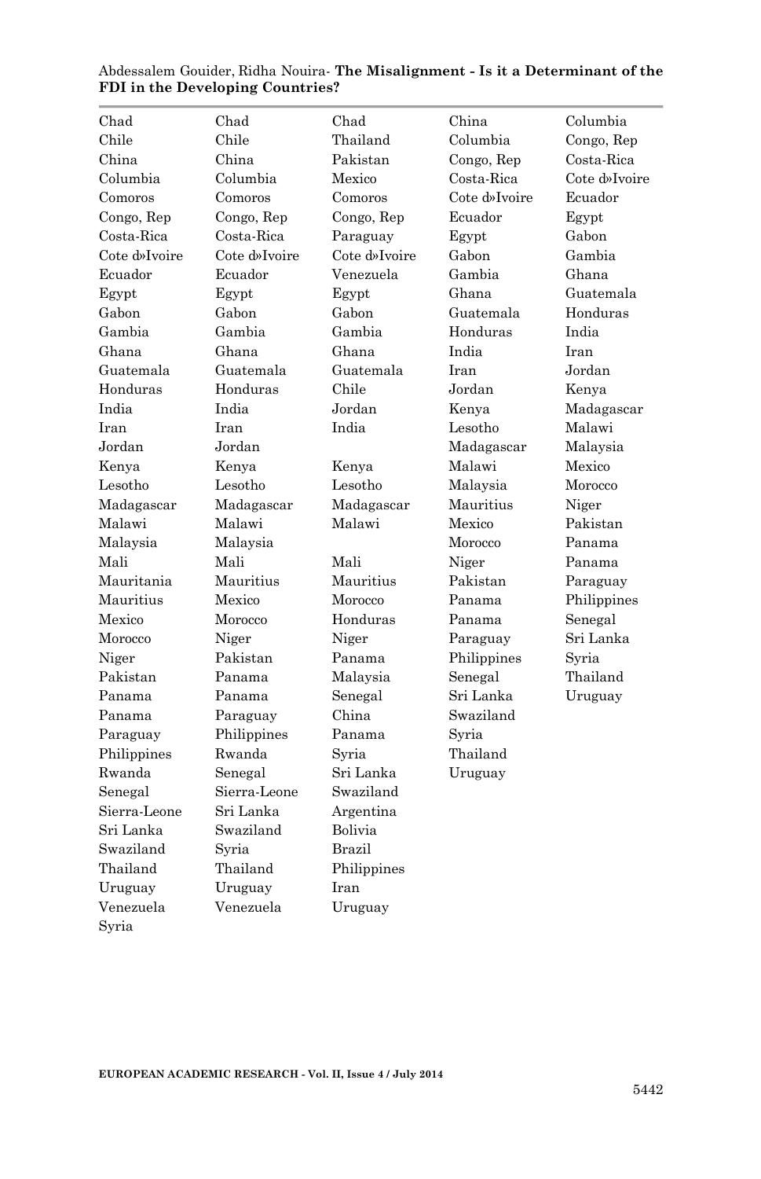| | | | | |
|---|---|---|---|---|
| Chad | Chad | Chad | China | Columbia |
| Chile | Chile | Thailand | Columbia | Congo, Rep |
| China | China | Pakistan | Congo, Rep | Costa-Rica |
| Columbia | Columbia | Mexico | Costa-Rica | Cote d»Ivoire |
| Comoros | Comoros | Comoros | Cote d»Ivoire | Ecuador |
| Congo, Rep | Congo, Rep | Congo, Rep | Ecuador | Egypt |
| Costa-Rica | Costa-Rica | Paraguay | Egypt | Gabon |
| Cote d»Ivoire | Cote d»Ivoire | Cote d»Ivoire | Gabon | Gambia |
| Ecuador | Ecuador | Venezuela | Gambia | Ghana |
| Egypt | Egypt | Egypt | Ghana | Guatemala |
| Gabon | Gabon | Gabon | Guatemala | Honduras |
| Gambia | Gambia | Gambia | Honduras | India |
| Ghana | Ghana | Ghana | India | Iran |
| Guatemala | Guatemala | Guatemala | Iran | Jordan |
| Honduras | Honduras | Chile | Jordan | Kenya |
| India | India | Jordan | Kenya | Madagascar |
| Iran | Iran | India | Lesotho | Malawi |
| Jordan | Jordan | | Madagascar | Malaysia |
| Kenya | Kenya | Kenya | Malawi | Mexico |
| Lesotho | Lesotho | Lesotho | Malaysia | Morocco |
| Madagascar | Madagascar | Madagascar | Mauritius | Niger |
| Malawi | Malawi | Malawi | Mexico | Pakistan |
| Malaysia | Malaysia | | Morocco | Panama |
| Mali | Mali | Mali | Niger | Panama |
| Mauritania | Mauritius | Mauritius | Pakistan | Paraguay |
| Mauritius | Mexico | Morocco | Panama | Philippines |
| Mexico | Morocco | Honduras | Panama | Senegal |
| Morocco | Niger | Niger | Paraguay | Sri Lanka |
| Niger | Pakistan | Panama | Philippines | Syria |
| Pakistan | Panama | Malaysia | Senegal | Thailand |
| Panama | Panama | Senegal | Sri Lanka | Uruguay |
| Panama | Paraguay | China | Swaziland | |
| Paraguay | Philippines | Panama | Syria | |
| Philippines | Rwanda | Syria | Thailand | |
| Rwanda | Senegal | Sri Lanka | Uruguay | |
| Senegal | Sierra-Leone | Swaziland | | |
| Sierra-Leone | Sri Lanka | Argentina | | |
| Sri Lanka | Swaziland | Bolivia | | |
| Swaziland | Syria | Brazil | | |
| Thailand | Thailand | Philippines | | |
| Uruguay | Uruguay | Iran | | |
| Venezuela | Venezuela | Uruguay | | |
| Syria | | | | |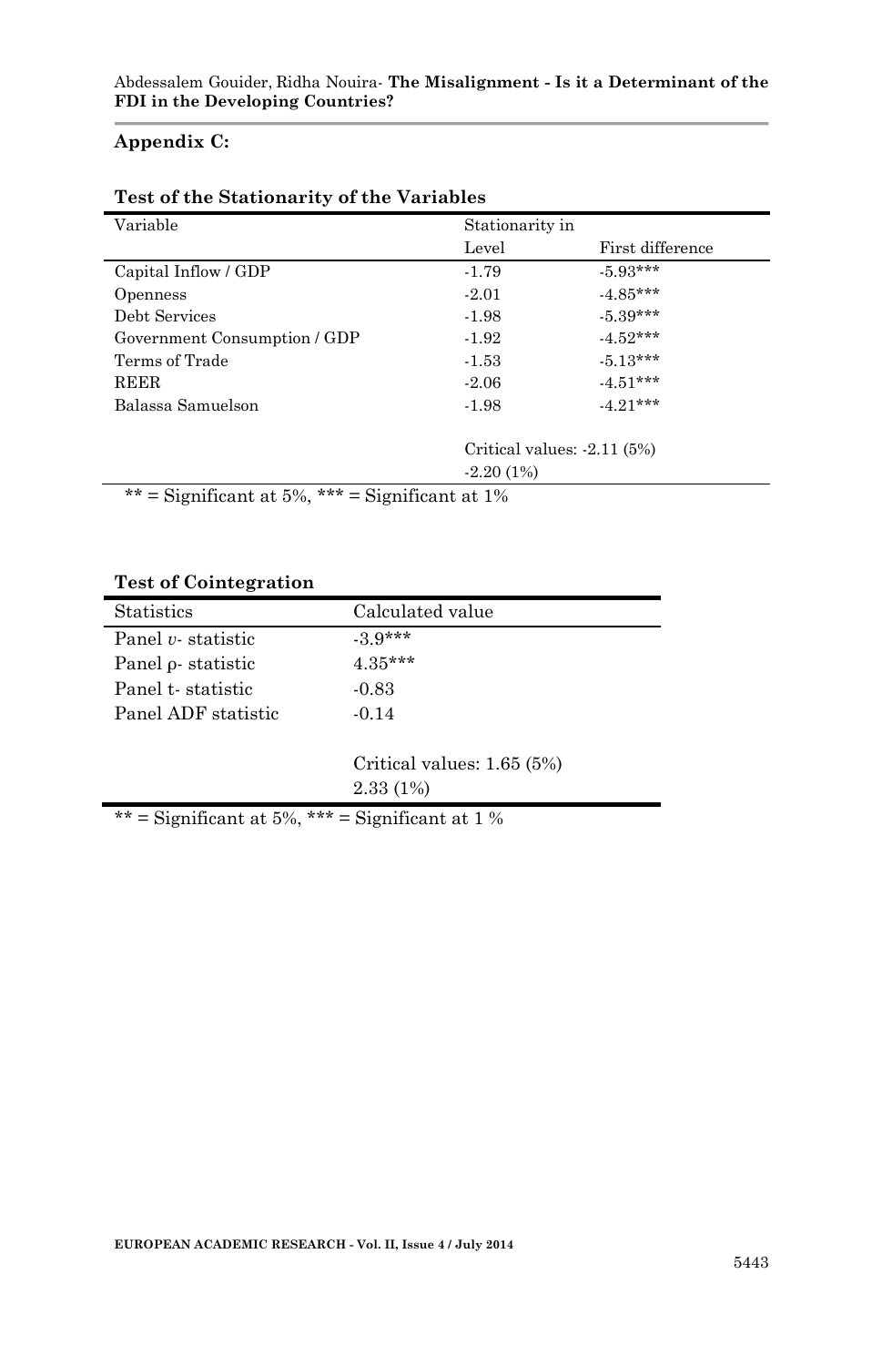## Appendix C:

**Test of the Stationarity of the Variables**

| Variable | Stationarity in | |
|---|---|---|
| | Level | First difference |
| Capital Inflow / GDP | -1.79 | -5.93*** |
| Openness | -2.01 | -4.85*** |
| Debt Services | -1.98 | -5.39*** |
| Government Consumption / GDP | -1.92 | -4.52*** |
| Terms of Trade | -1.53 | -5.13*** |
| REER | -2.06 | -4.51*** |
| Balassa Samuelson | -1.98 | -4.21*** |
| | Critical values: -2.11 (5%) | |
| | -2.20 (1%) | |

** = Significant at 5%, *** = Significant at 1%

**Test of Cointegration**

| Statistics | Calculated value |
|---|---|
| Panel $\upsilon$- statistic | -3.9*** |
| Panel $\rho$- statistic | 4.35*** |
| Panel t- statistic | -0.83 |
| Panel ADF statistic | -0.14 |
| | Critical values: 1.65 (5%) |
| | 2.33 (1%) |

** = Significant at 5%, *** = Significant at 1 %